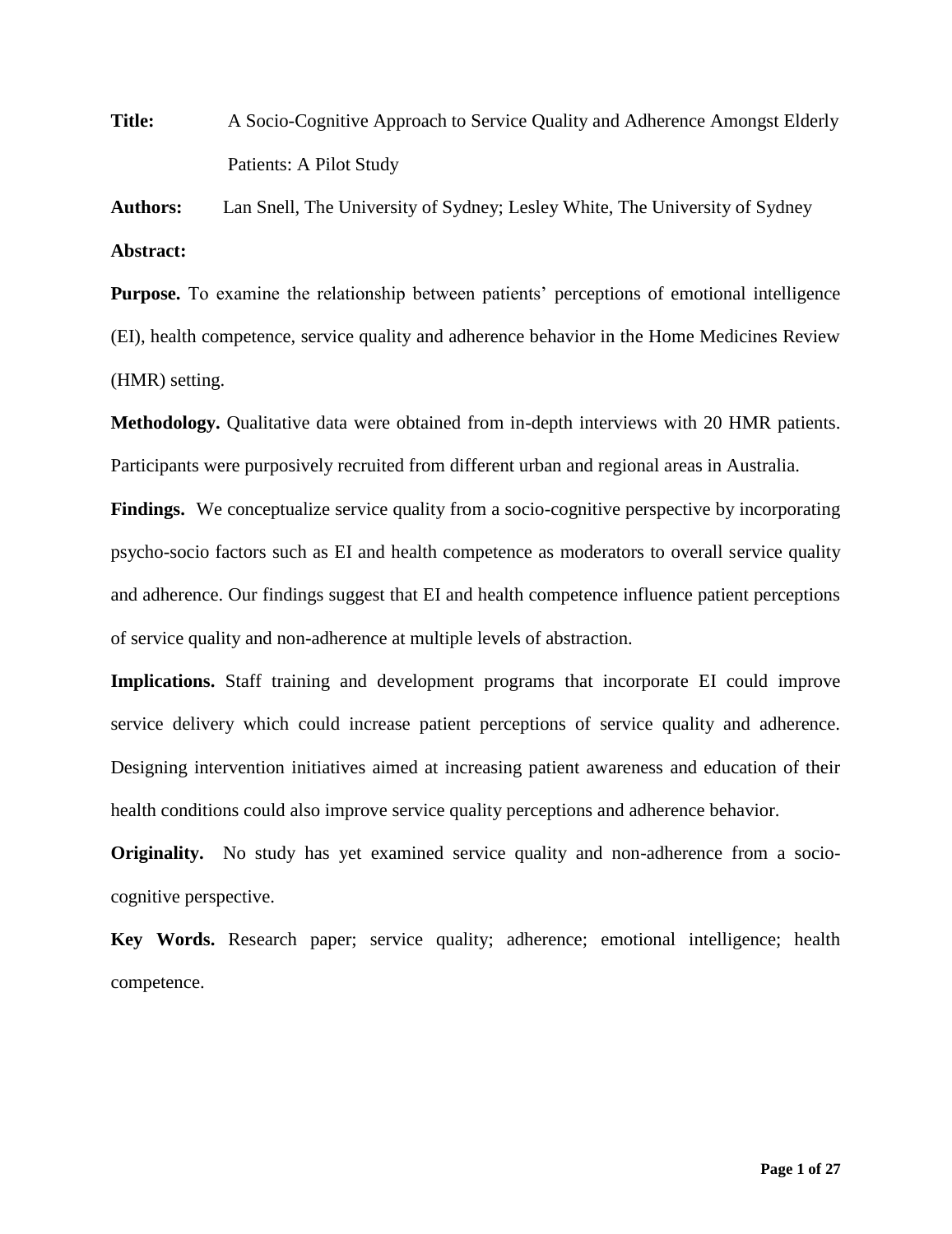**Title:** A Socio-Cognitive Approach to Service Quality and Adherence Amongst Elderly Patients: A Pilot Study

**Authors:** Lan Snell, The University of Sydney; Lesley White, The University of Sydney

**Abstract:**

**Purpose.** To examine the relationship between patients' perceptions of emotional intelligence (EI), health competence, service quality and adherence behavior in the Home Medicines Review (HMR) setting.

**Methodology.** Qualitative data were obtained from in-depth interviews with 20 HMR patients. Participants were purposively recruited from different urban and regional areas in Australia.

**Findings.** We conceptualize service quality from a socio-cognitive perspective by incorporating psycho-socio factors such as EI and health competence as moderators to overall service quality and adherence. Our findings suggest that EI and health competence influence patient perceptions of service quality and non-adherence at multiple levels of abstraction.

**Implications.** Staff training and development programs that incorporate EI could improve service delivery which could increase patient perceptions of service quality and adherence. Designing intervention initiatives aimed at increasing patient awareness and education of their health conditions could also improve service quality perceptions and adherence behavior.

**Originality.** No study has yet examined service quality and non-adherence from a socio-cognitive perspective.

**Key Words.** Research paper; service quality; adherence; emotional intelligence; health competence.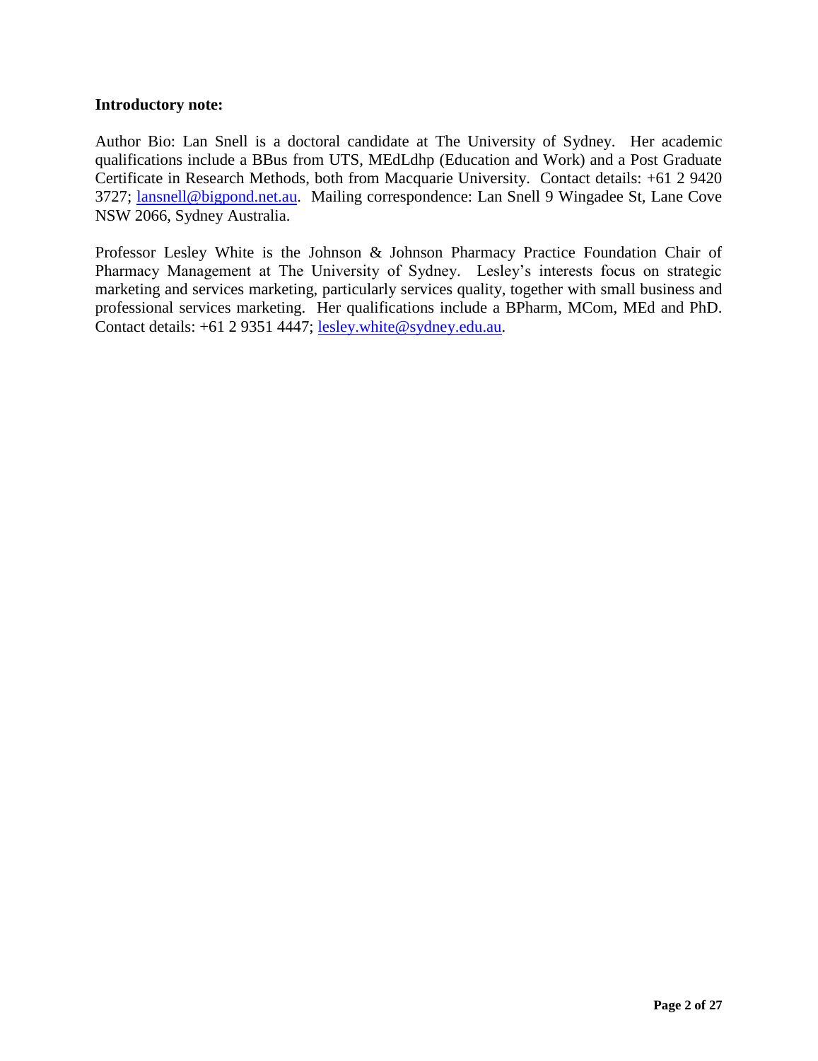**Introductory note:**

Author Bio: Lan Snell is a doctoral candidate at The University of Sydney. Her academic qualifications include a BBus from UTS, MEdLdhp (Education and Work) and a Post Graduate Certificate in Research Methods, both from Macquarie University. Contact details: +61 2 9420 3727; lansnell@bigpond.net.au. Mailing correspondence: Lan Snell 9 Wingadee St, Lane Cove NSW 2066, Sydney Australia.

Professor Lesley White is the Johnson & Johnson Pharmacy Practice Foundation Chair of Pharmacy Management at The University of Sydney. Lesley's interests focus on strategic marketing and services marketing, particularly services quality, together with small business and professional services marketing. Her qualifications include a BPharm, MCom, MEd and PhD. Contact details: +61 2 9351 4447; lesley.white@sydney.edu.au.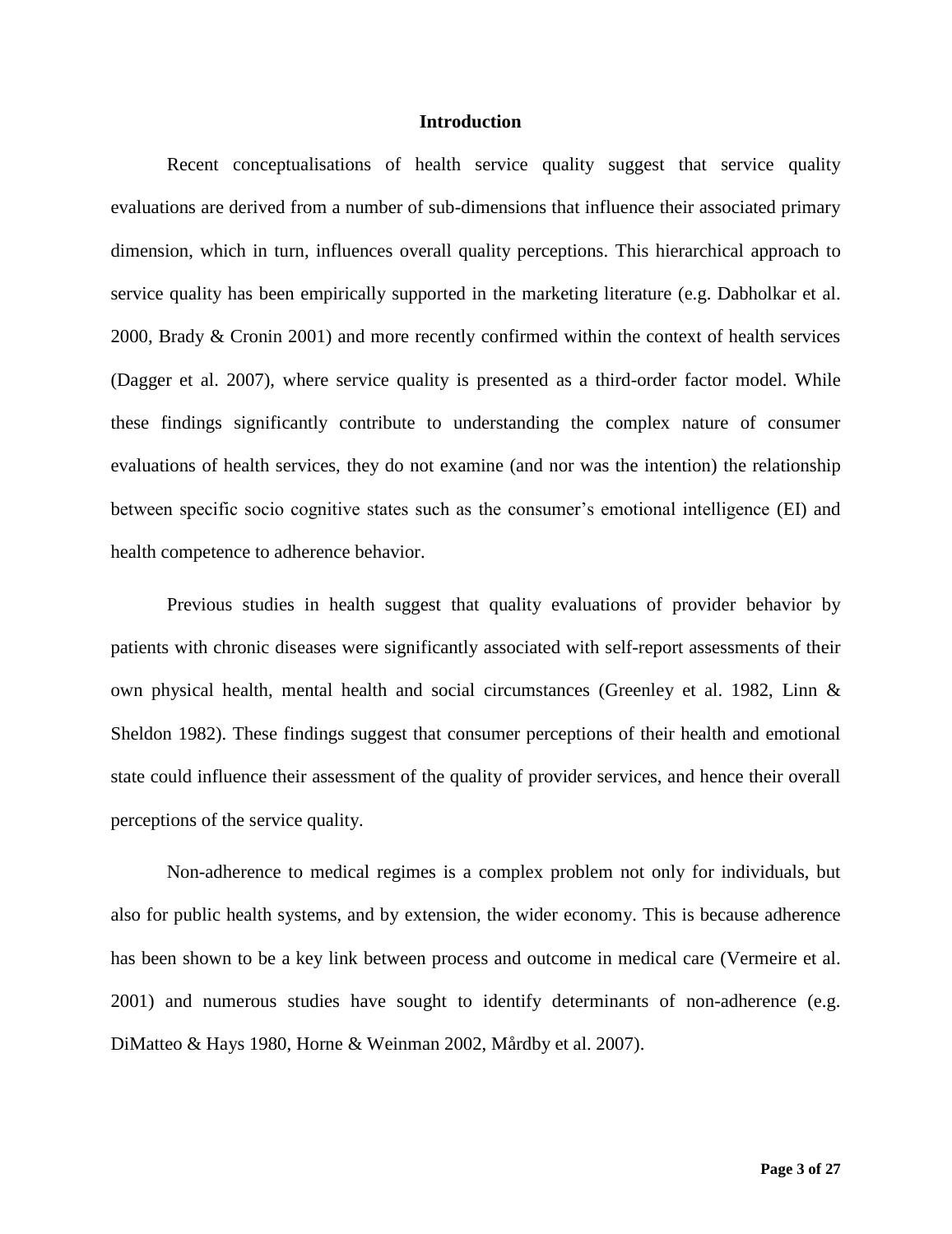## Introduction

Recent conceptualisations of health service quality suggest that service quality evaluations are derived from a number of sub-dimensions that influence their associated primary dimension, which in turn, influences overall quality perceptions. This hierarchical approach to service quality has been empirically supported in the marketing literature (e.g. Dabholkar et al. 2000, Brady & Cronin 2001) and more recently confirmed within the context of health services (Dagger et al. 2007), where service quality is presented as a third-order factor model. While these findings significantly contribute to understanding the complex nature of consumer evaluations of health services, they do not examine (and nor was the intention) the relationship between specific socio cognitive states such as the consumer's emotional intelligence (EI) and health competence to adherence behavior.

Previous studies in health suggest that quality evaluations of provider behavior by patients with chronic diseases were significantly associated with self-report assessments of their own physical health, mental health and social circumstances (Greenley et al. 1982, Linn & Sheldon 1982). These findings suggest that consumer perceptions of their health and emotional state could influence their assessment of the quality of provider services, and hence their overall perceptions of the service quality.

Non-adherence to medical regimes is a complex problem not only for individuals, but also for public health systems, and by extension, the wider economy. This is because adherence has been shown to be a key link between process and outcome in medical care (Vermeire et al. 2001) and numerous studies have sought to identify determinants of non-adherence (e.g. DiMatteo & Hays 1980, Horne & Weinman 2002, Mårdby et al. 2007).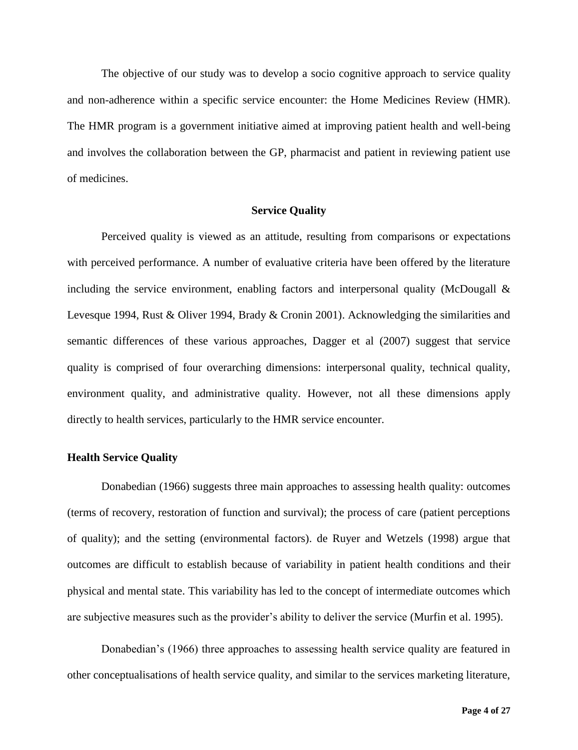The objective of our study was to develop a socio cognitive approach to service quality and non-adherence within a specific service encounter: the Home Medicines Review (HMR). The HMR program is a government initiative aimed at improving patient health and well-being and involves the collaboration between the GP, pharmacist and patient in reviewing patient use of medicines.

## Service Quality

Perceived quality is viewed as an attitude, resulting from comparisons or expectations with perceived performance. A number of evaluative criteria have been offered by the literature including the service environment, enabling factors and interpersonal quality (McDougall & Levesque 1994, Rust & Oliver 1994, Brady & Cronin 2001). Acknowledging the similarities and semantic differences of these various approaches, Dagger et al (2007) suggest that service quality is comprised of four overarching dimensions: interpersonal quality, technical quality, environment quality, and administrative quality. However, not all these dimensions apply directly to health services, particularly to the HMR service encounter.

### Health Service Quality

Donabedian (1966) suggests three main approaches to assessing health quality: outcomes (terms of recovery, restoration of function and survival); the process of care (patient perceptions of quality); and the setting (environmental factors). de Ruyer and Wetzels (1998) argue that outcomes are difficult to establish because of variability in patient health conditions and their physical and mental state. This variability has led to the concept of intermediate outcomes which are subjective measures such as the provider's ability to deliver the service (Murfin et al. 1995).

Donabedian's (1966) three approaches to assessing health service quality are featured in other conceptualisations of health service quality, and similar to the services marketing literature,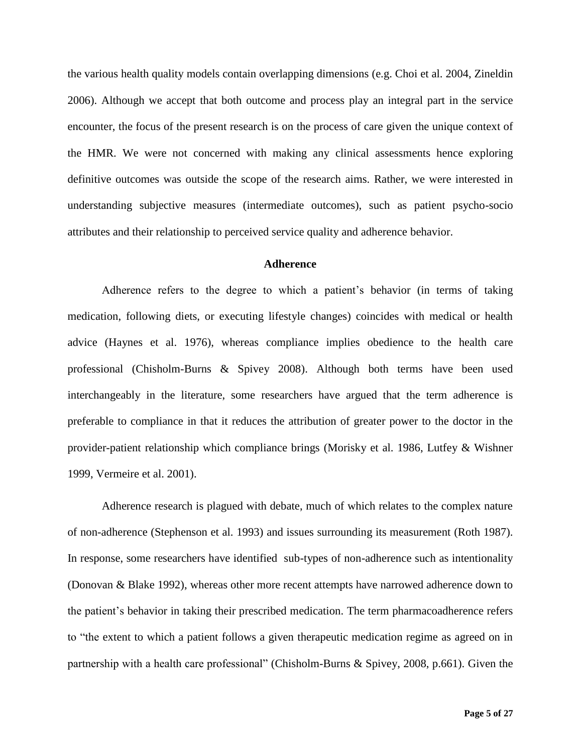the various health quality models contain overlapping dimensions (e.g. Choi et al. 2004, Zineldin 2006). Although we accept that both outcome and process play an integral part in the service encounter, the focus of the present research is on the process of care given the unique context of the HMR. We were not concerned with making any clinical assessments hence exploring definitive outcomes was outside the scope of the research aims. Rather, we were interested in understanding subjective measures (intermediate outcomes), such as patient psycho-socio attributes and their relationship to perceived service quality and adherence behavior.

## Adherence

Adherence refers to the degree to which a patient's behavior (in terms of taking medication, following diets, or executing lifestyle changes) coincides with medical or health advice (Haynes et al. 1976), whereas compliance implies obedience to the health care professional (Chisholm-Burns & Spivey 2008). Although both terms have been used interchangeably in the literature, some researchers have argued that the term adherence is preferable to compliance in that it reduces the attribution of greater power to the doctor in the provider-patient relationship which compliance brings (Morisky et al. 1986, Lutfey & Wishner 1999, Vermeire et al. 2001).

Adherence research is plagued with debate, much of which relates to the complex nature of non-adherence (Stephenson et al. 1993) and issues surrounding its measurement (Roth 1987). In response, some researchers have identified sub-types of non-adherence such as intentionality (Donovan & Blake 1992), whereas other more recent attempts have narrowed adherence down to the patient's behavior in taking their prescribed medication. The term pharmacoadherence refers to "the extent to which a patient follows a given therapeutic medication regime as agreed on in partnership with a health care professional" (Chisholm-Burns & Spivey, 2008, p.661). Given the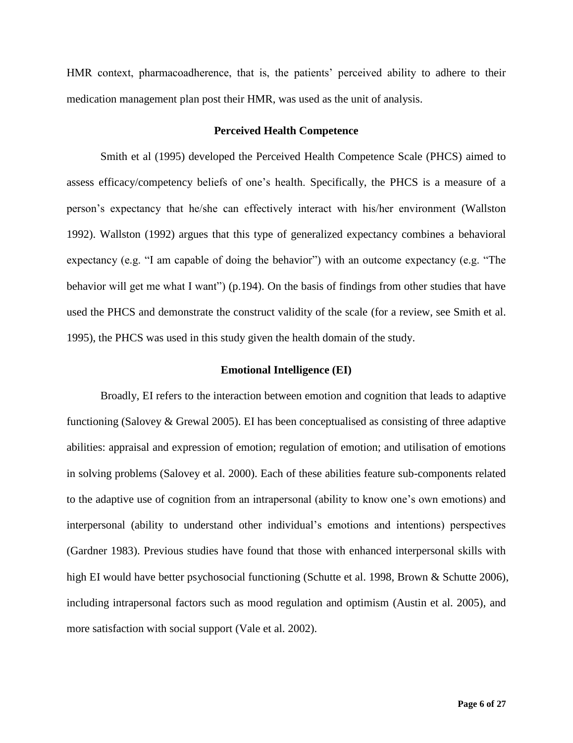HMR context, pharmacoadherence, that is, the patients' perceived ability to adhere to their medication management plan post their HMR, was used as the unit of analysis.

## Perceived Health Competence

Smith et al (1995) developed the Perceived Health Competence Scale (PHCS) aimed to assess efficacy/competency beliefs of one's health. Specifically, the PHCS is a measure of a person's expectancy that he/she can effectively interact with his/her environment (Wallston 1992). Wallston (1992) argues that this type of generalized expectancy combines a behavioral expectancy (e.g. "I am capable of doing the behavior") with an outcome expectancy (e.g. "The behavior will get me what I want") (p.194). On the basis of findings from other studies that have used the PHCS and demonstrate the construct validity of the scale (for a review, see Smith et al. 1995), the PHCS was used in this study given the health domain of the study.

## Emotional Intelligence (EI)

Broadly, EI refers to the interaction between emotion and cognition that leads to adaptive functioning (Salovey & Grewal 2005). EI has been conceptualised as consisting of three adaptive abilities: appraisal and expression of emotion; regulation of emotion; and utilisation of emotions in solving problems (Salovey et al. 2000). Each of these abilities feature sub-components related to the adaptive use of cognition from an intrapersonal (ability to know one's own emotions) and interpersonal (ability to understand other individual's emotions and intentions) perspectives (Gardner 1983). Previous studies have found that those with enhanced interpersonal skills with high EI would have better psychosocial functioning (Schutte et al. 1998, Brown & Schutte 2006), including intrapersonal factors such as mood regulation and optimism (Austin et al. 2005), and more satisfaction with social support (Vale et al. 2002).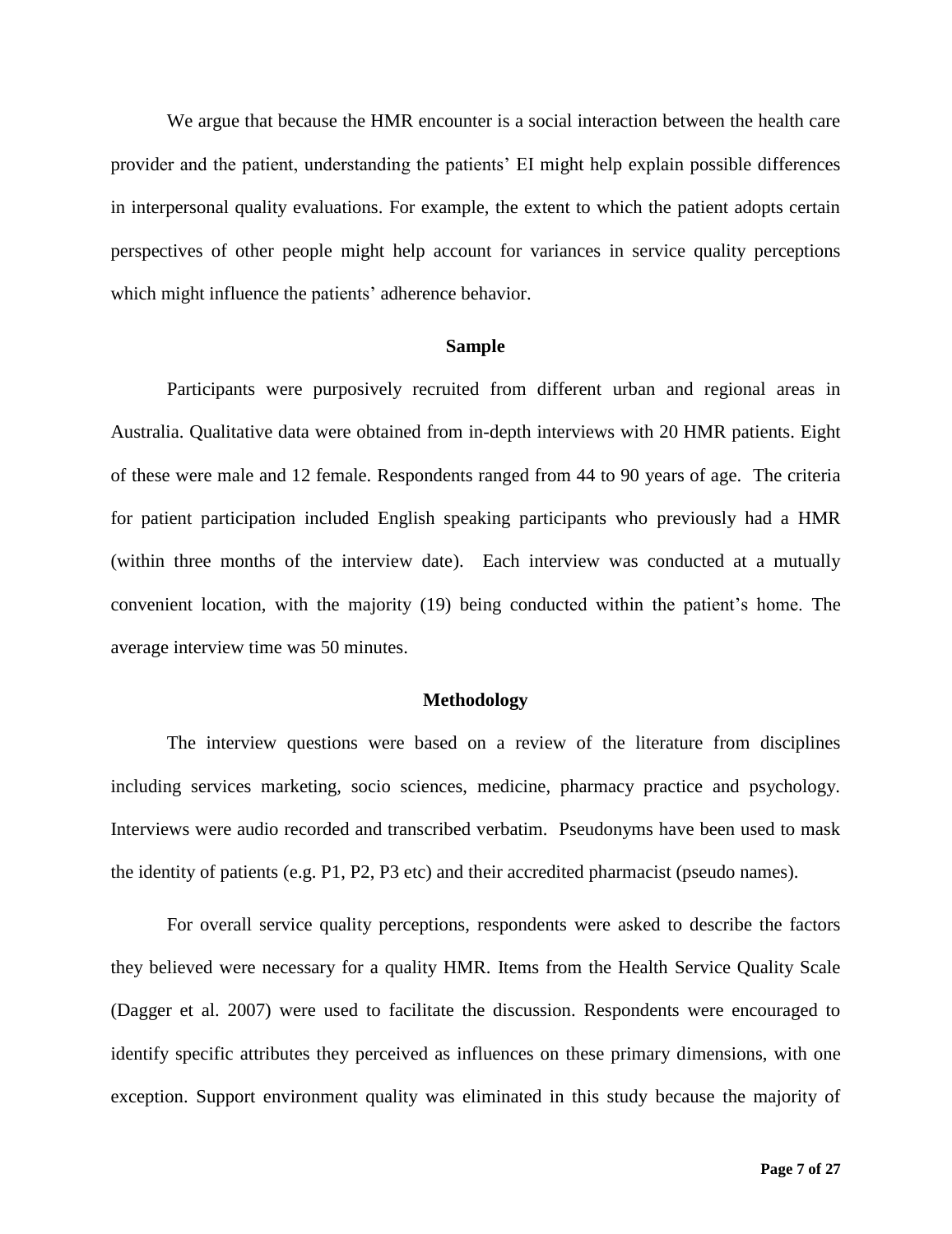We argue that because the HMR encounter is a social interaction between the health care provider and the patient, understanding the patients' EI might help explain possible differences in interpersonal quality evaluations. For example, the extent to which the patient adopts certain perspectives of other people might help account for variances in service quality perceptions which might influence the patients' adherence behavior.

## Sample

Participants were purposively recruited from different urban and regional areas in Australia. Qualitative data were obtained from in-depth interviews with 20 HMR patients. Eight of these were male and 12 female. Respondents ranged from 44 to 90 years of age. The criteria for patient participation included English speaking participants who previously had a HMR (within three months of the interview date). Each interview was conducted at a mutually convenient location, with the majority (19) being conducted within the patient's home. The average interview time was 50 minutes.

## Methodology

The interview questions were based on a review of the literature from disciplines including services marketing, socio sciences, medicine, pharmacy practice and psychology. Interviews were audio recorded and transcribed verbatim. Pseudonyms have been used to mask the identity of patients (e.g. P1, P2, P3 etc) and their accredited pharmacist (pseudo names).

For overall service quality perceptions, respondents were asked to describe the factors they believed were necessary for a quality HMR. Items from the Health Service Quality Scale (Dagger et al. 2007) were used to facilitate the discussion. Respondents were encouraged to identify specific attributes they perceived as influences on these primary dimensions, with one exception. Support environment quality was eliminated in this study because the majority of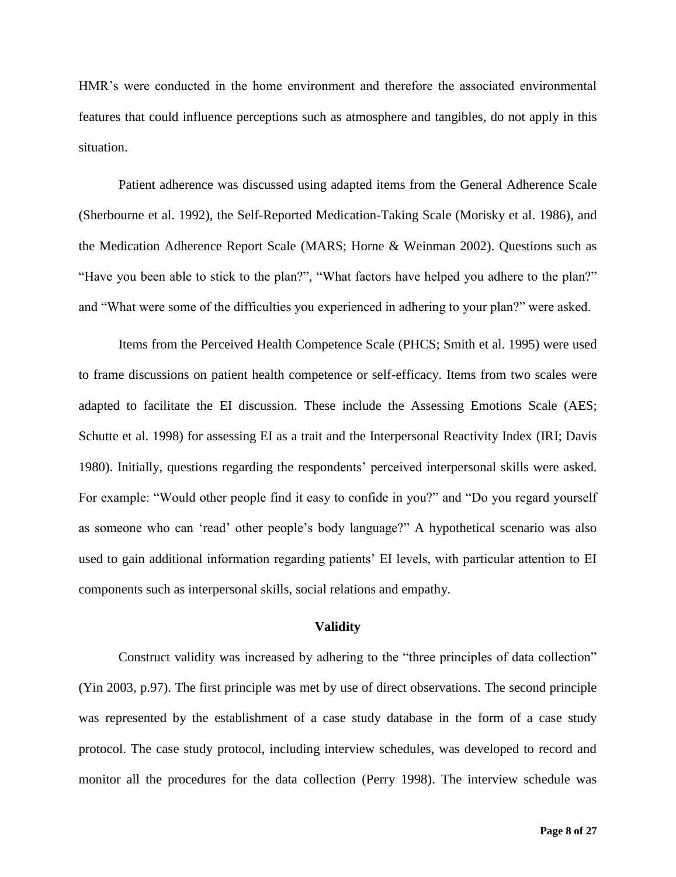HMR's were conducted in the home environment and therefore the associated environmental features that could influence perceptions such as atmosphere and tangibles, do not apply in this situation.

Patient adherence was discussed using adapted items from the General Adherence Scale (Sherbourne et al. 1992), the Self-Reported Medication-Taking Scale (Morisky et al. 1986), and the Medication Adherence Report Scale (MARS; Horne & Weinman 2002). Questions such as "Have you been able to stick to the plan?", "What factors have helped you adhere to the plan?" and "What were some of the difficulties you experienced in adhering to your plan?" were asked.

Items from the Perceived Health Competence Scale (PHCS; Smith et al. 1995) were used to frame discussions on patient health competence or self-efficacy. Items from two scales were adapted to facilitate the EI discussion. These include the Assessing Emotions Scale (AES; Schutte et al. 1998) for assessing EI as a trait and the Interpersonal Reactivity Index (IRI; Davis 1980). Initially, questions regarding the respondents' perceived interpersonal skills were asked. For example: "Would other people find it easy to confide in you?" and "Do you regard yourself as someone who can 'read' other people's body language?" A hypothetical scenario was also used to gain additional information regarding patients' EI levels, with particular attention to EI components such as interpersonal skills, social relations and empathy.

## Validity

Construct validity was increased by adhering to the "three principles of data collection" (Yin 2003, p.97). The first principle was met by use of direct observations. The second principle was represented by the establishment of a case study database in the form of a case study protocol. The case study protocol, including interview schedules, was developed to record and monitor all the procedures for the data collection (Perry 1998). The interview schedule was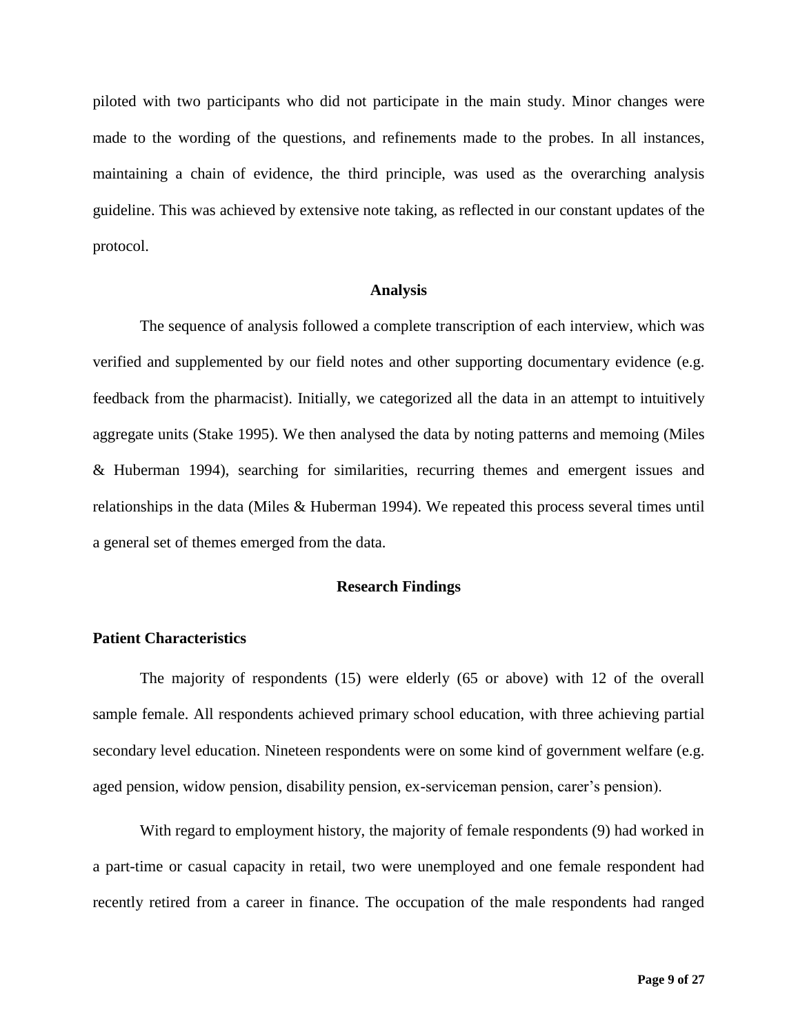piloted with two participants who did not participate in the main study. Minor changes were made to the wording of the questions, and refinements made to the probes. In all instances, maintaining a chain of evidence, the third principle, was used as the overarching analysis guideline. This was achieved by extensive note taking, as reflected in our constant updates of the protocol.

## Analysis

The sequence of analysis followed a complete transcription of each interview, which was verified and supplemented by our field notes and other supporting documentary evidence (e.g. feedback from the pharmacist). Initially, we categorized all the data in an attempt to intuitively aggregate units (Stake 1995). We then analysed the data by noting patterns and memoing (Miles & Huberman 1994), searching for similarities, recurring themes and emergent issues and relationships in the data (Miles & Huberman 1994). We repeated this process several times until a general set of themes emerged from the data.

## Research Findings

### Patient Characteristics

The majority of respondents (15) were elderly (65 or above) with 12 of the overall sample female. All respondents achieved primary school education, with three achieving partial secondary level education. Nineteen respondents were on some kind of government welfare (e.g. aged pension, widow pension, disability pension, ex-serviceman pension, carer's pension).

With regard to employment history, the majority of female respondents (9) had worked in a part-time or casual capacity in retail, two were unemployed and one female respondent had recently retired from a career in finance. The occupation of the male respondents had ranged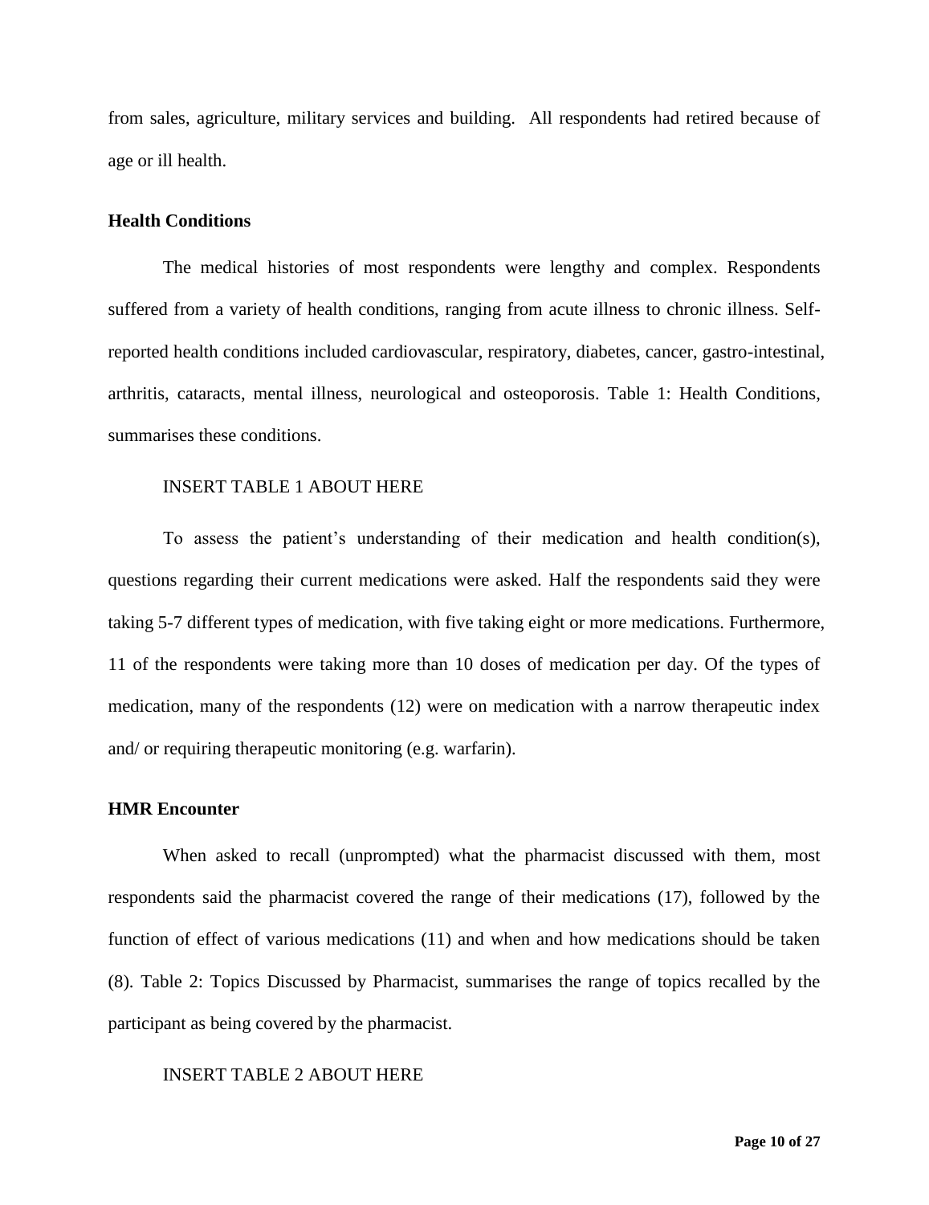from sales, agriculture, military services and building. All respondents had retired because of age or ill health.

**Health Conditions**

The medical histories of most respondents were lengthy and complex. Respondents suffered from a variety of health conditions, ranging from acute illness to chronic illness. Self-reported health conditions included cardiovascular, respiratory, diabetes, cancer, gastro-intestinal, arthritis, cataracts, mental illness, neurological and osteoporosis. Table 1: Health Conditions, summarises these conditions.

INSERT TABLE 1 ABOUT HERE

To assess the patient's understanding of their medication and health condition(s), questions regarding their current medications were asked. Half the respondents said they were taking 5-7 different types of medication, with five taking eight or more medications. Furthermore, 11 of the respondents were taking more than 10 doses of medication per day. Of the types of medication, many of the respondents (12) were on medication with a narrow therapeutic index and/ or requiring therapeutic monitoring (e.g. warfarin).

**HMR Encounter**

When asked to recall (unprompted) what the pharmacist discussed with them, most respondents said the pharmacist covered the range of their medications (17), followed by the function of effect of various medications (11) and when and how medications should be taken (8). Table 2: Topics Discussed by Pharmacist, summarises the range of topics recalled by the participant as being covered by the pharmacist.

INSERT TABLE 2 ABOUT HERE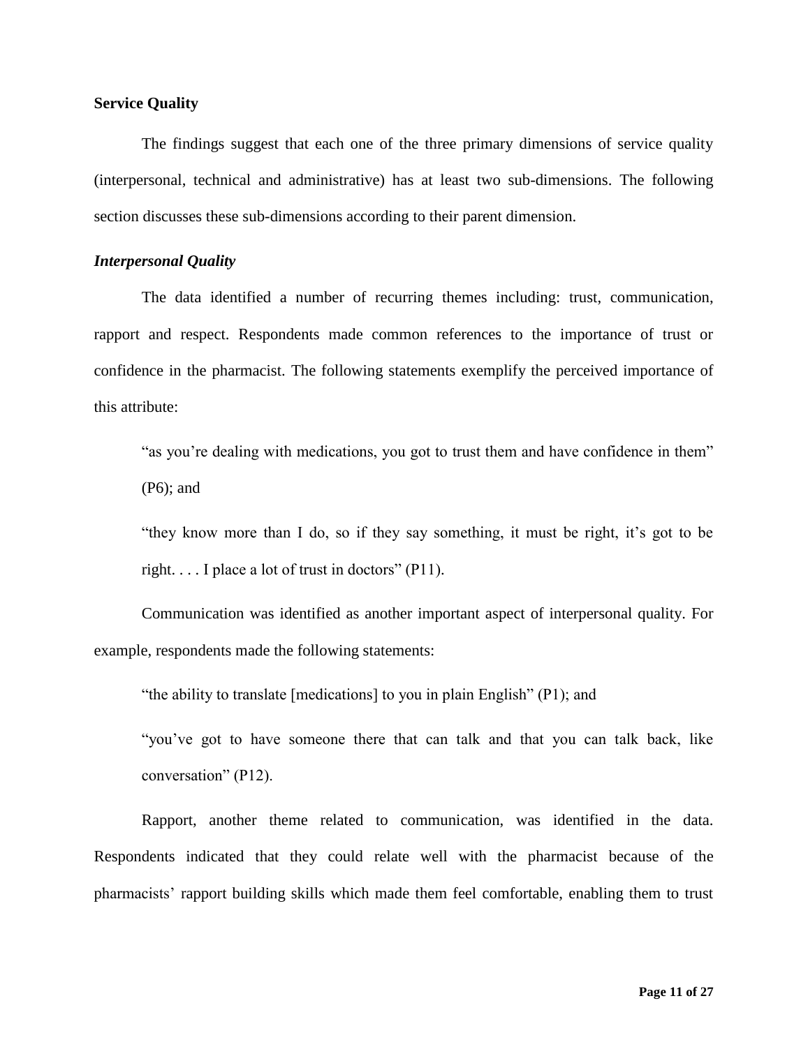## Service Quality

The findings suggest that each one of the three primary dimensions of service quality (interpersonal, technical and administrative) has at least two sub-dimensions. The following section discusses these sub-dimensions according to their parent dimension.

### *Interpersonal Quality*

The data identified a number of recurring themes including: trust, communication, rapport and respect. Respondents made common references to the importance of trust or confidence in the pharmacist. The following statements exemplify the perceived importance of this attribute:

> "as you're dealing with medications, you got to trust them and have confidence in them" (P6); and
>
> "they know more than I do, so if they say something, it must be right, it's got to be right. . . . I place a lot of trust in doctors" (P11).

Communication was identified as another important aspect of interpersonal quality. For example, respondents made the following statements:

> "the ability to translate [medications] to you in plain English" (P1); and
>
> "you've got to have someone there that can talk and that you can talk back, like conversation" (P12).

Rapport, another theme related to communication, was identified in the data. Respondents indicated that they could relate well with the pharmacist because of the pharmacists' rapport building skills which made them feel comfortable, enabling them to trust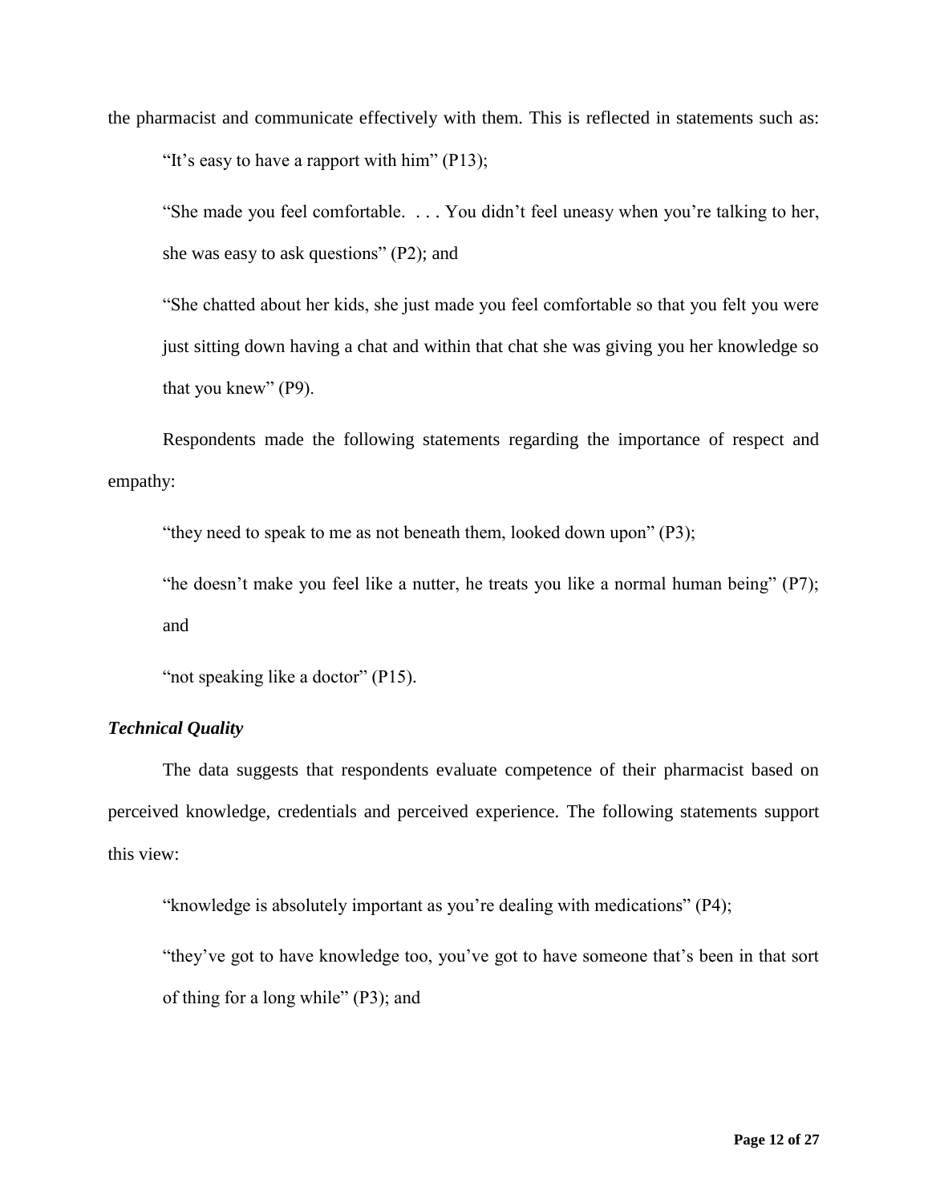the pharmacist and communicate effectively with them. This is reflected in statements such as:

> "It's easy to have a rapport with him" (P13);
>
> "She made you feel comfortable. . . . You didn't feel uneasy when you're talking to her, she was easy to ask questions" (P2); and
>
> "She chatted about her kids, she just made you feel comfortable so that you felt you were just sitting down having a chat and within that chat she was giving you her knowledge so that you knew" (P9).

Respondents made the following statements regarding the importance of respect and empathy:

> "they need to speak to me as not beneath them, looked down upon" (P3);
>
> "he doesn't make you feel like a nutter, he treats you like a normal human being" (P7); and
>
> "not speaking like a doctor" (P15).

***Technical Quality***

The data suggests that respondents evaluate competence of their pharmacist based on perceived knowledge, credentials and perceived experience. The following statements support this view:

> "knowledge is absolutely important as you're dealing with medications" (P4);
>
> "they've got to have knowledge too, you've got to have someone that's been in that sort of thing for a long while" (P3); and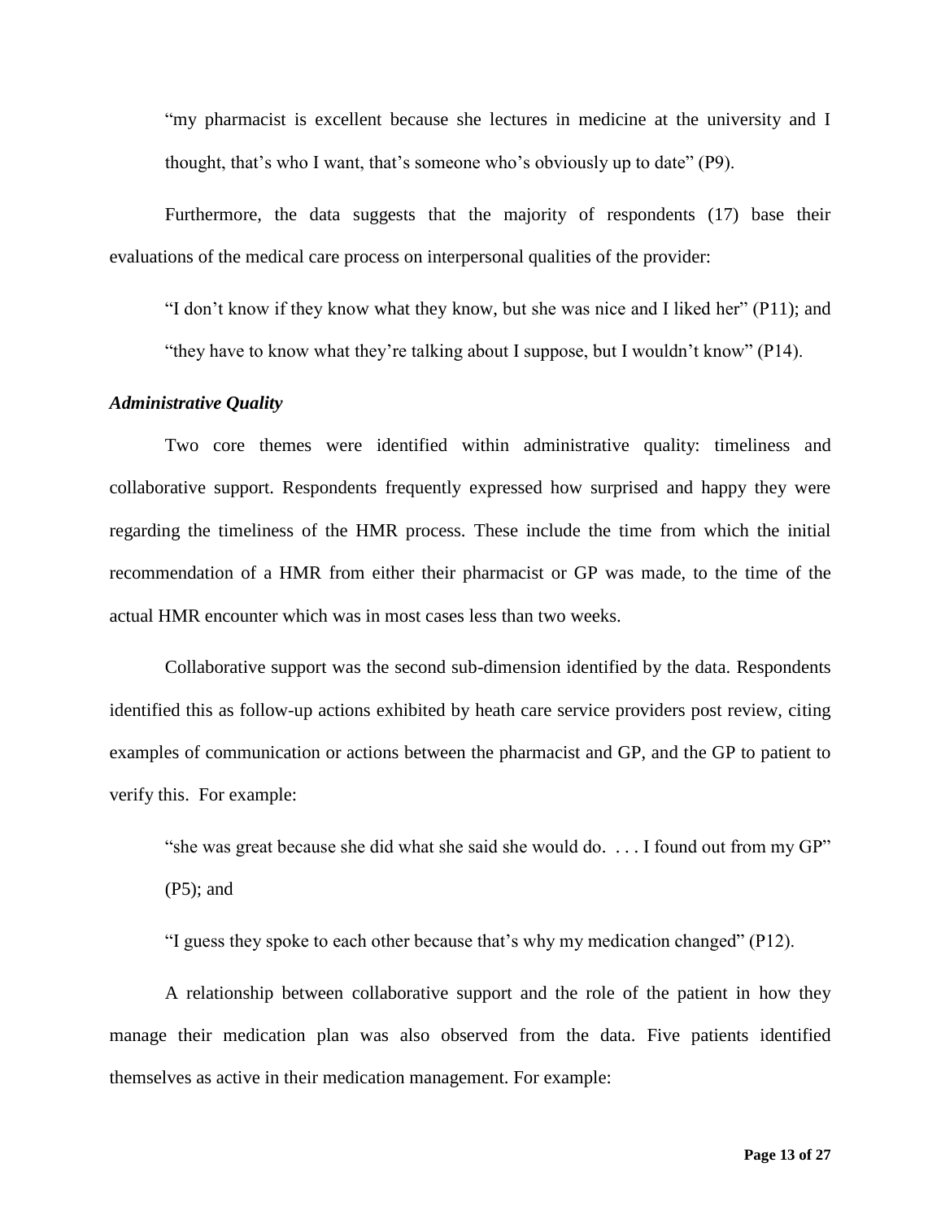> "my pharmacist is excellent because she lectures in medicine at the university and I thought, that's who I want, that's someone who's obviously up to date" (P9).

Furthermore, the data suggests that the majority of respondents (17) base their evaluations of the medical care process on interpersonal qualities of the provider:

> "I don't know if they know what they know, but she was nice and I liked her" (P11); and "they have to know what they're talking about I suppose, but I wouldn't know" (P14).

***Administrative Quality***

Two core themes were identified within administrative quality: timeliness and collaborative support. Respondents frequently expressed how surprised and happy they were regarding the timeliness of the HMR process. These include the time from which the initial recommendation of a HMR from either their pharmacist or GP was made, to the time of the actual HMR encounter which was in most cases less than two weeks.

Collaborative support was the second sub-dimension identified by the data. Respondents identified this as follow-up actions exhibited by heath care service providers post review, citing examples of communication or actions between the pharmacist and GP, and the GP to patient to verify this. For example:

> "she was great because she did what she said she would do. . . . I found out from my GP" (P5); and
>
> "I guess they spoke to each other because that's why my medication changed" (P12).

A relationship between collaborative support and the role of the patient in how they manage their medication plan was also observed from the data. Five patients identified themselves as active in their medication management. For example: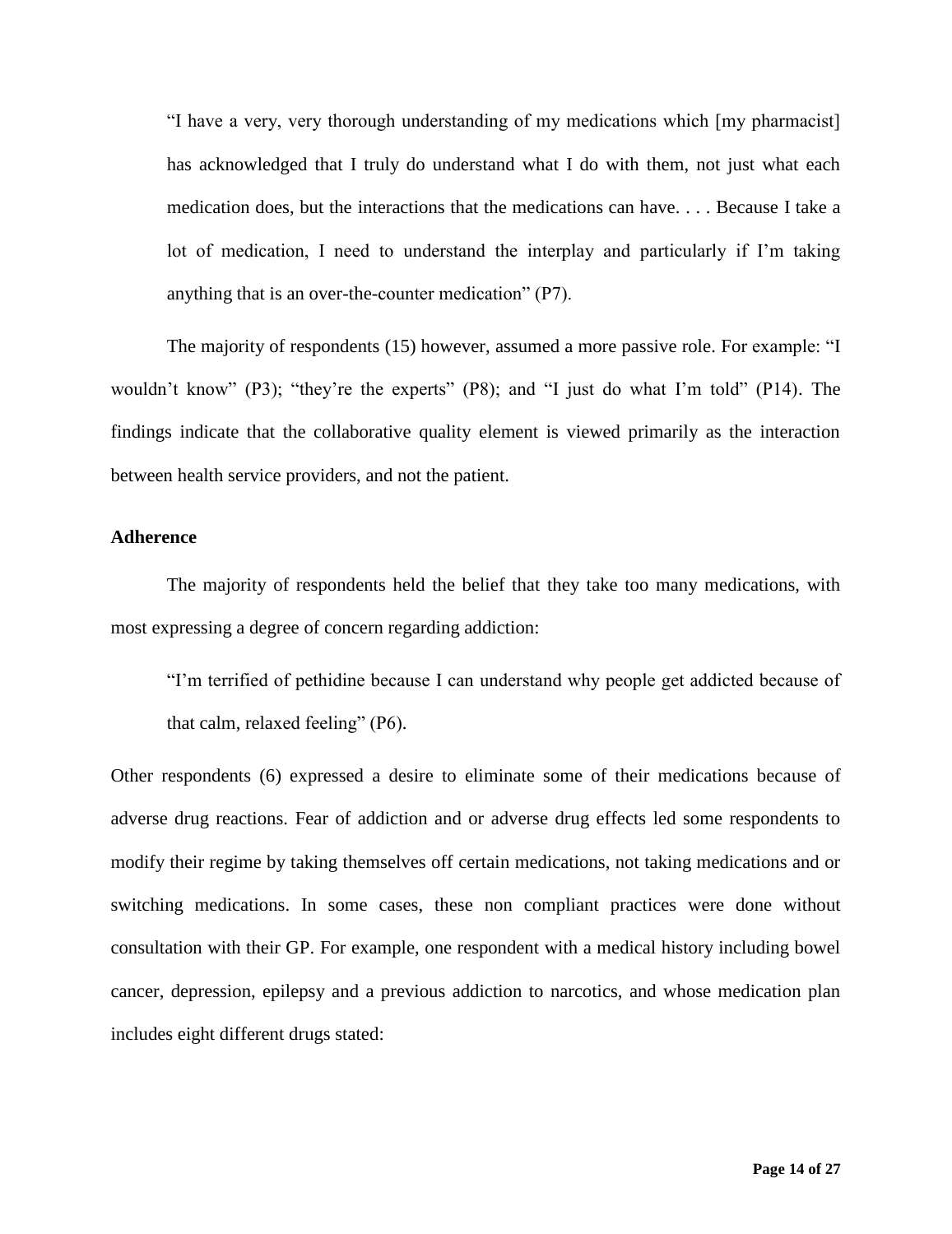> "I have a very, very thorough understanding of my medications which [my pharmacist] has acknowledged that I truly do understand what I do with them, not just what each medication does, but the interactions that the medications can have. . . . Because I take a lot of medication, I need to understand the interplay and particularly if I'm taking anything that is an over-the-counter medication" (P7).

The majority of respondents (15) however, assumed a more passive role. For example: "I wouldn't know" (P3); "they're the experts" (P8); and "I just do what I'm told" (P14). The findings indicate that the collaborative quality element is viewed primarily as the interaction between health service providers, and not the patient.

**Adherence**

The majority of respondents held the belief that they take too many medications, with most expressing a degree of concern regarding addiction:

> "I'm terrified of pethidine because I can understand why people get addicted because of that calm, relaxed feeling" (P6).

Other respondents (6) expressed a desire to eliminate some of their medications because of adverse drug reactions. Fear of addiction and or adverse drug effects led some respondents to modify their regime by taking themselves off certain medications, not taking medications and or switching medications. In some cases, these non compliant practices were done without consultation with their GP. For example, one respondent with a medical history including bowel cancer, depression, epilepsy and a previous addiction to narcotics, and whose medication plan includes eight different drugs stated: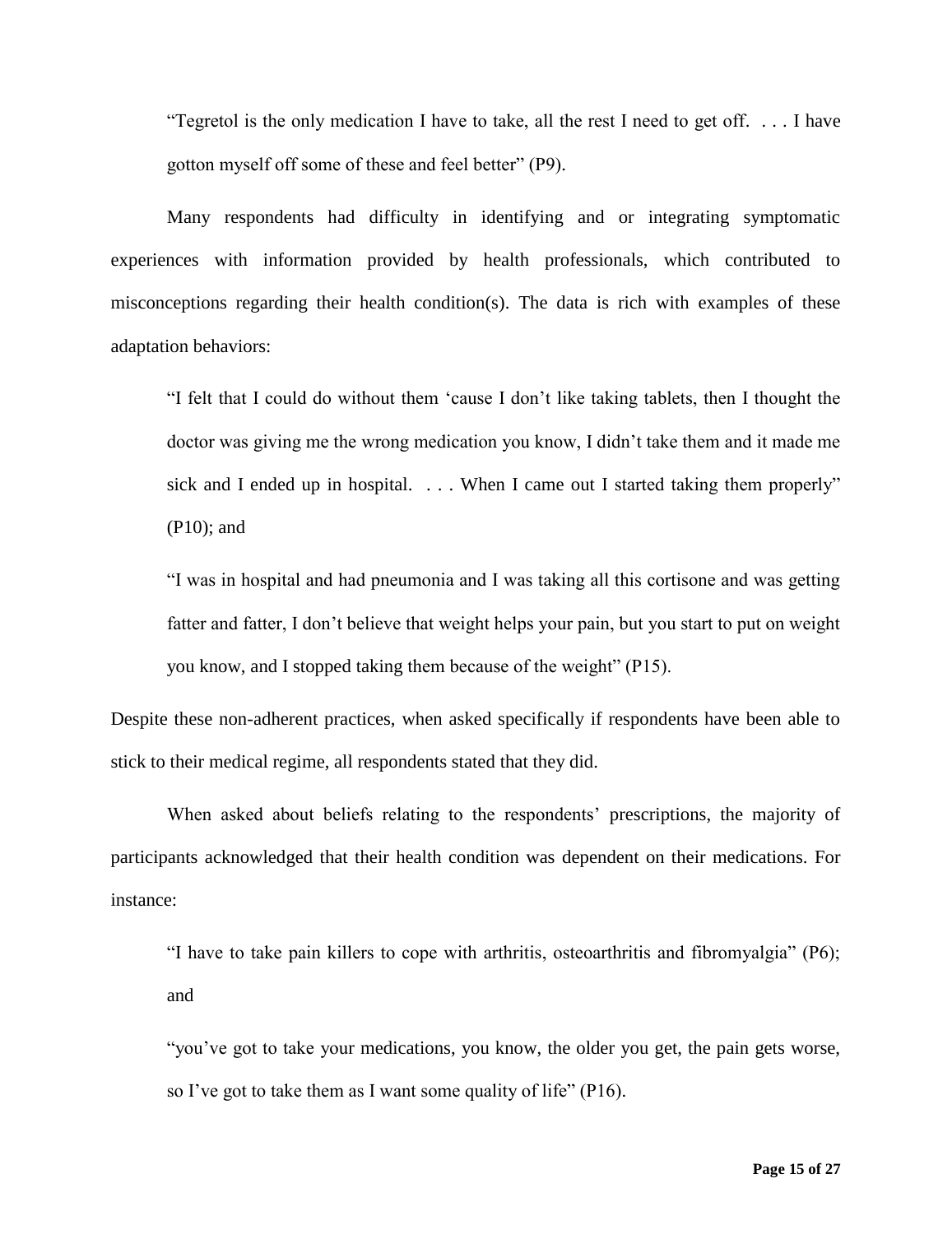> "Tegretol is the only medication I have to take, all the rest I need to get off. . . . I have gotton myself off some of these and feel better" (P9).

Many respondents had difficulty in identifying and or integrating symptomatic experiences with information provided by health professionals, which contributed to misconceptions regarding their health condition(s). The data is rich with examples of these adaptation behaviors:

> "I felt that I could do without them 'cause I don't like taking tablets, then I thought the doctor was giving me the wrong medication you know, I didn't take them and it made me sick and I ended up in hospital. . . . When I came out I started taking them properly" (P10); and

> "I was in hospital and had pneumonia and I was taking all this cortisone and was getting fatter and fatter, I don't believe that weight helps your pain, but you start to put on weight you know, and I stopped taking them because of the weight" (P15).

Despite these non-adherent practices, when asked specifically if respondents have been able to stick to their medical regime, all respondents stated that they did.

When asked about beliefs relating to the respondents' prescriptions, the majority of participants acknowledged that their health condition was dependent on their medications. For instance:

> "I have to take pain killers to cope with arthritis, osteoarthritis and fibromyalgia" (P6); and

> "you've got to take your medications, you know, the older you get, the pain gets worse, so I've got to take them as I want some quality of life" (P16).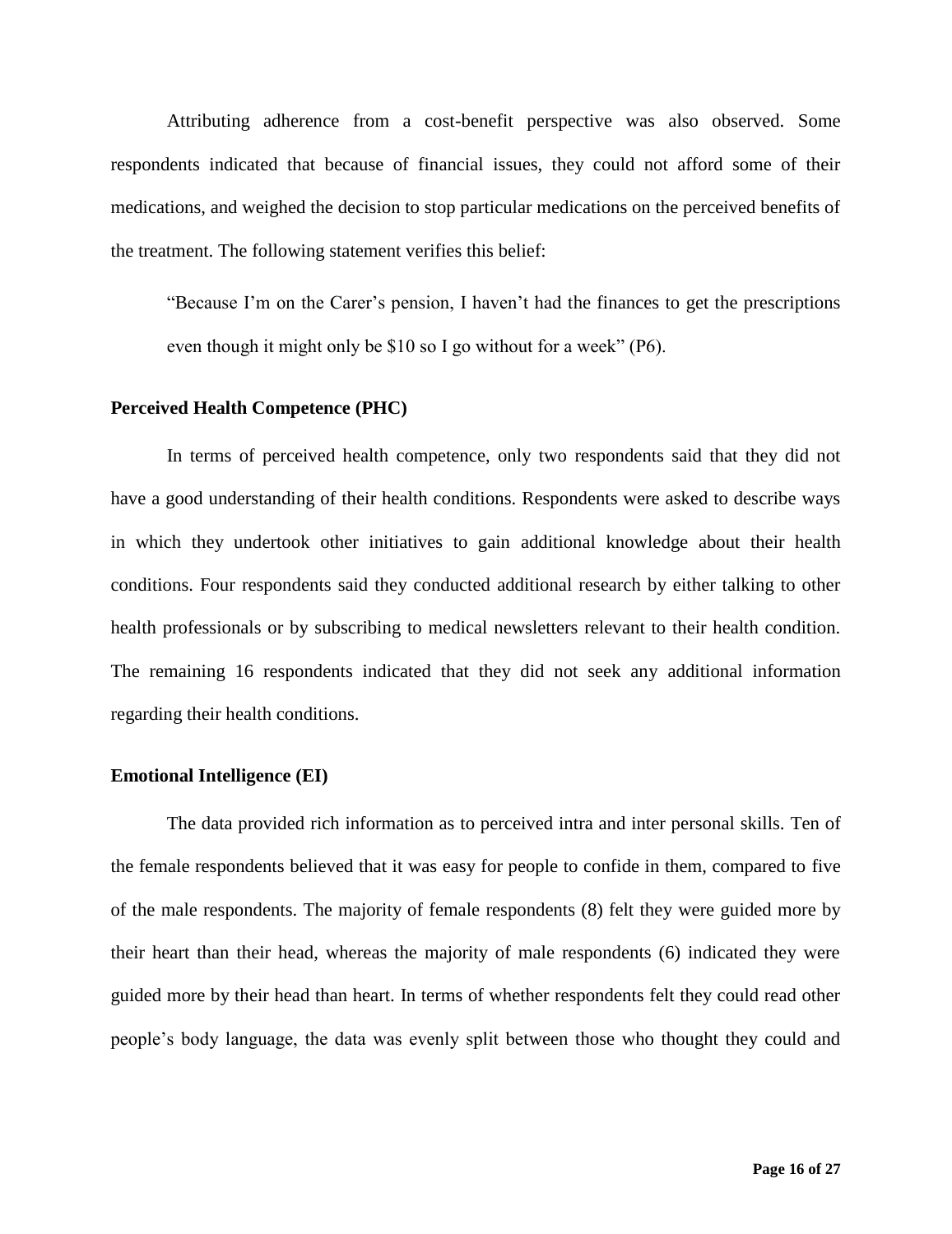Attributing adherence from a cost-benefit perspective was also observed. Some respondents indicated that because of financial issues, they could not afford some of their medications, and weighed the decision to stop particular medications on the perceived benefits of the treatment. The following statement verifies this belief:

> "Because I'm on the Carer's pension, I haven't had the finances to get the prescriptions even though it might only be $10 so I go without for a week" (P6).

**Perceived Health Competence (PHC)**

In terms of perceived health competence, only two respondents said that they did not have a good understanding of their health conditions. Respondents were asked to describe ways in which they undertook other initiatives to gain additional knowledge about their health conditions. Four respondents said they conducted additional research by either talking to other health professionals or by subscribing to medical newsletters relevant to their health condition. The remaining 16 respondents indicated that they did not seek any additional information regarding their health conditions.

**Emotional Intelligence (EI)**

The data provided rich information as to perceived intra and inter personal skills. Ten of the female respondents believed that it was easy for people to confide in them, compared to five of the male respondents. The majority of female respondents (8) felt they were guided more by their heart than their head, whereas the majority of male respondents (6) indicated they were guided more by their head than heart. In terms of whether respondents felt they could read other people's body language, the data was evenly split between those who thought they could and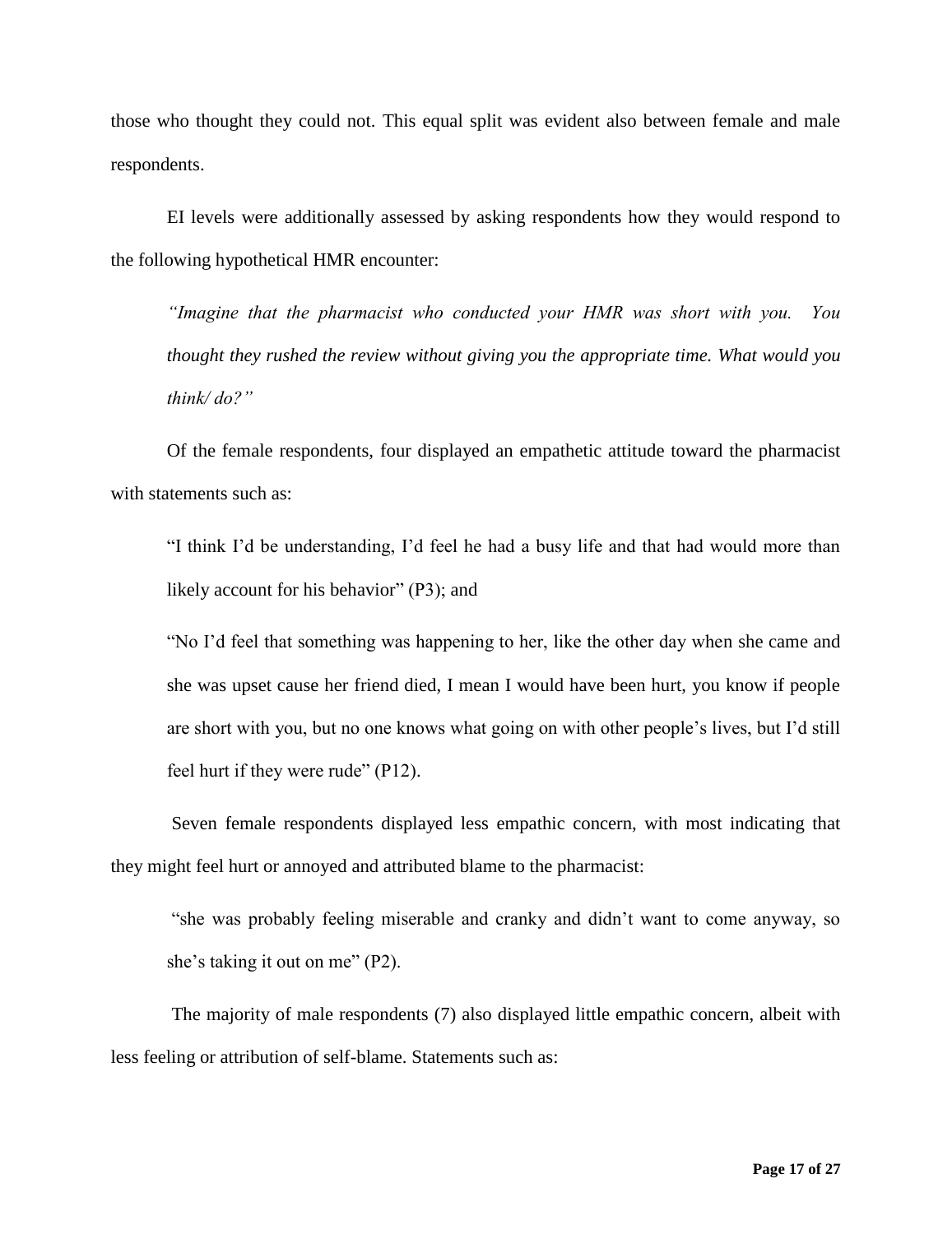those who thought they could not. This equal split was evident also between female and male respondents.

EI levels were additionally assessed by asking respondents how they would respond to the following hypothetical HMR encounter:

> *"Imagine that the pharmacist who conducted your HMR was short with you. You thought they rushed the review without giving you the appropriate time. What would you think/ do?"*

Of the female respondents, four displayed an empathetic attitude toward the pharmacist with statements such as:

> "I think I'd be understanding, I'd feel he had a busy life and that had would more than likely account for his behavior" (P3); and

> "No I'd feel that something was happening to her, like the other day when she came and she was upset cause her friend died, I mean I would have been hurt, you know if people are short with you, but no one knows what going on with other people's lives, but I'd still feel hurt if they were rude" (P12).

Seven female respondents displayed less empathic concern, with most indicating that they might feel hurt or annoyed and attributed blame to the pharmacist:

> "she was probably feeling miserable and cranky and didn't want to come anyway, so she's taking it out on me" (P2).

The majority of male respondents (7) also displayed little empathic concern, albeit with less feeling or attribution of self-blame. Statements such as: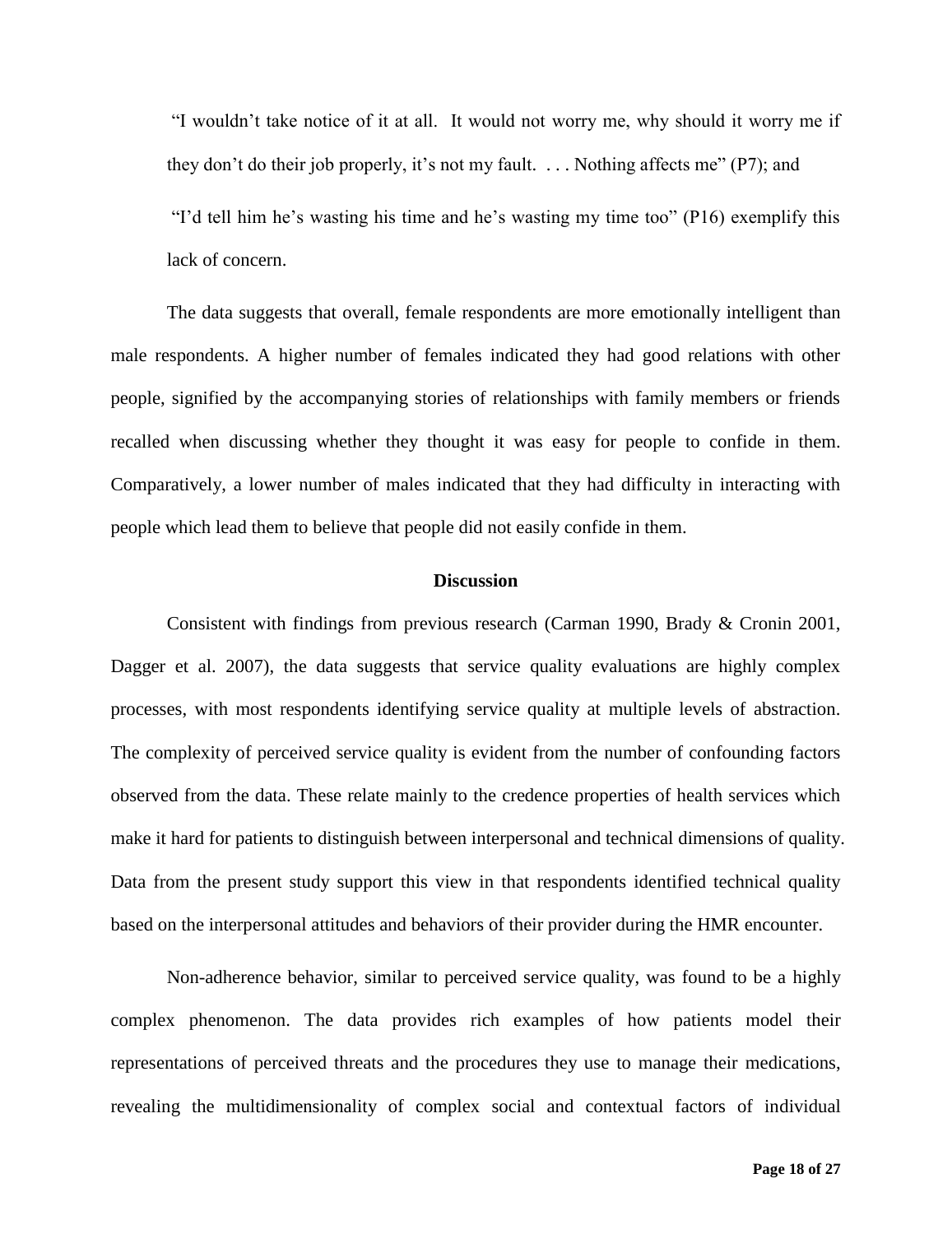"I wouldn't take notice of it at all. It would not worry me, why should it worry me if they don't do their job properly, it's not my fault. . . . Nothing affects me" (P7); and

"I'd tell him he's wasting his time and he's wasting my time too" (P16) exemplify this lack of concern.

The data suggests that overall, female respondents are more emotionally intelligent than male respondents. A higher number of females indicated they had good relations with other people, signified by the accompanying stories of relationships with family members or friends recalled when discussing whether they thought it was easy for people to confide in them. Comparatively, a lower number of males indicated that they had difficulty in interacting with people which lead them to believe that people did not easily confide in them.

## Discussion

Consistent with findings from previous research (Carman 1990, Brady & Cronin 2001, Dagger et al. 2007), the data suggests that service quality evaluations are highly complex processes, with most respondents identifying service quality at multiple levels of abstraction. The complexity of perceived service quality is evident from the number of confounding factors observed from the data. These relate mainly to the credence properties of health services which make it hard for patients to distinguish between interpersonal and technical dimensions of quality. Data from the present study support this view in that respondents identified technical quality based on the interpersonal attitudes and behaviors of their provider during the HMR encounter.

Non-adherence behavior, similar to perceived service quality, was found to be a highly complex phenomenon. The data provides rich examples of how patients model their representations of perceived threats and the procedures they use to manage their medications, revealing the multidimensionality of complex social and contextual factors of individual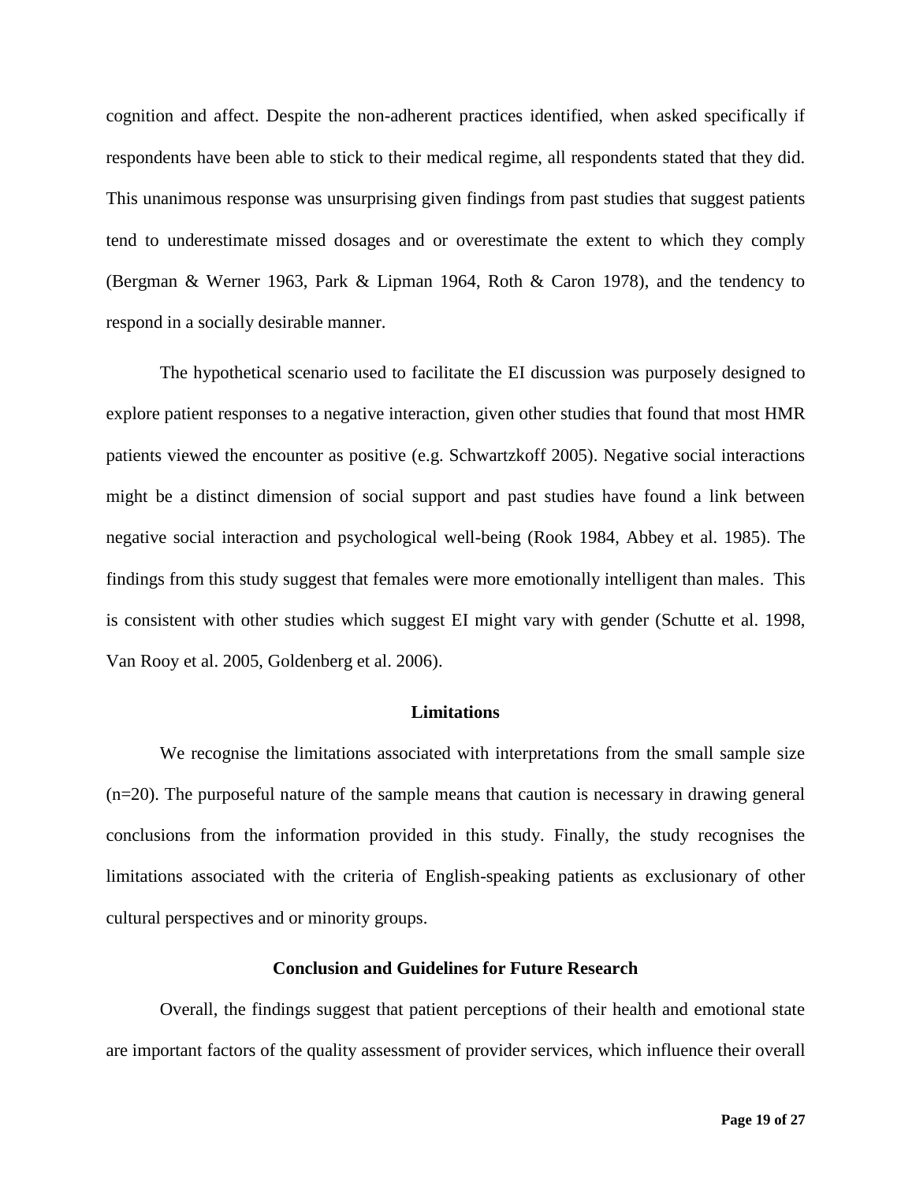cognition and affect. Despite the non-adherent practices identified, when asked specifically if respondents have been able to stick to their medical regime, all respondents stated that they did. This unanimous response was unsurprising given findings from past studies that suggest patients tend to underestimate missed dosages and or overestimate the extent to which they comply (Bergman & Werner 1963, Park & Lipman 1964, Roth & Caron 1978), and the tendency to respond in a socially desirable manner.

The hypothetical scenario used to facilitate the EI discussion was purposely designed to explore patient responses to a negative interaction, given other studies that found that most HMR patients viewed the encounter as positive (e.g. Schwartzkoff 2005). Negative social interactions might be a distinct dimension of social support and past studies have found a link between negative social interaction and psychological well-being (Rook 1984, Abbey et al. 1985). The findings from this study suggest that females were more emotionally intelligent than males. This is consistent with other studies which suggest EI might vary with gender (Schutte et al. 1998, Van Rooy et al. 2005, Goldenberg et al. 2006).

## Limitations

We recognise the limitations associated with interpretations from the small sample size (n=20). The purposeful nature of the sample means that caution is necessary in drawing general conclusions from the information provided in this study. Finally, the study recognises the limitations associated with the criteria of English-speaking patients as exclusionary of other cultural perspectives and or minority groups.

## Conclusion and Guidelines for Future Research

Overall, the findings suggest that patient perceptions of their health and emotional state are important factors of the quality assessment of provider services, which influence their overall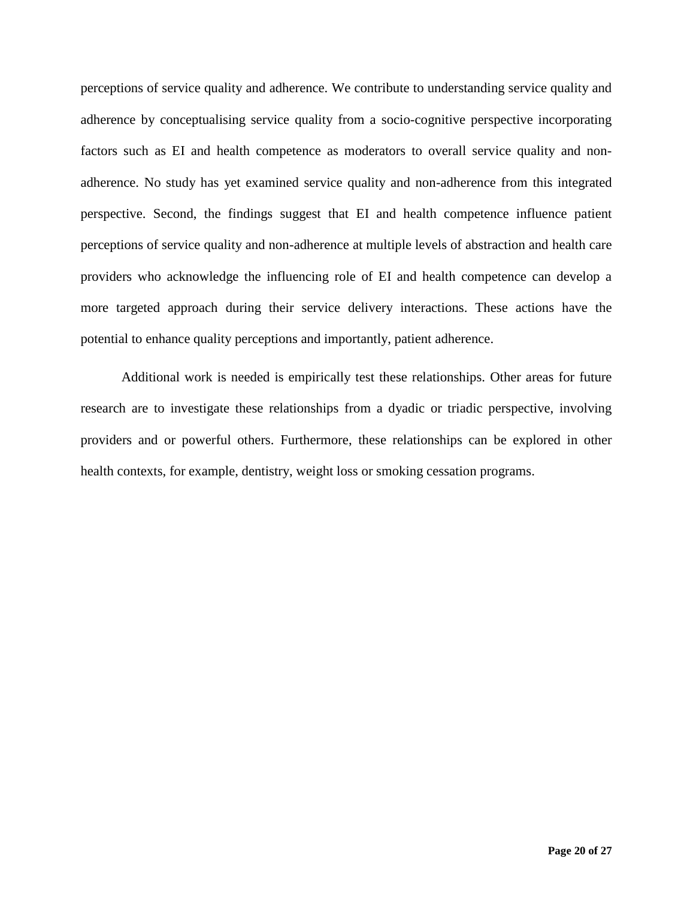perceptions of service quality and adherence. We contribute to understanding service quality and adherence by conceptualising service quality from a socio-cognitive perspective incorporating factors such as EI and health competence as moderators to overall service quality and non-adherence. No study has yet examined service quality and non-adherence from this integrated perspective. Second, the findings suggest that EI and health competence influence patient perceptions of service quality and non-adherence at multiple levels of abstraction and health care providers who acknowledge the influencing role of EI and health competence can develop a more targeted approach during their service delivery interactions. These actions have the potential to enhance quality perceptions and importantly, patient adherence.

Additional work is needed is empirically test these relationships. Other areas for future research are to investigate these relationships from a dyadic or triadic perspective, involving providers and or powerful others. Furthermore, these relationships can be explored in other health contexts, for example, dentistry, weight loss or smoking cessation programs.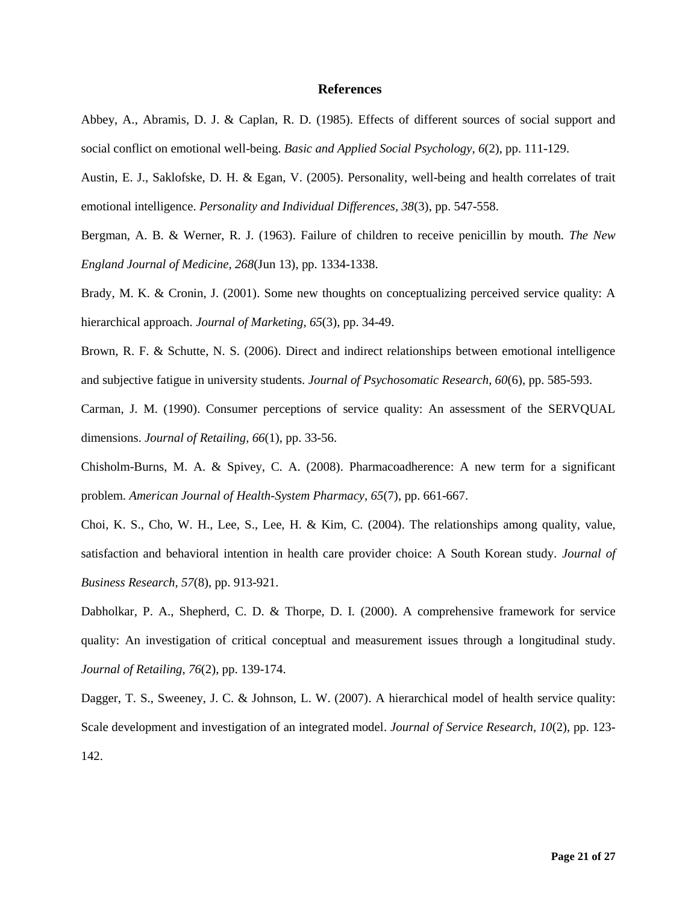# References

Abbey, A., Abramis, D. J. & Caplan, R. D. (1985). Effects of different sources of social support and social conflict on emotional well-being. *Basic and Applied Social Psychology, 6*(2), pp. 111-129.

Austin, E. J., Saklofske, D. H. & Egan, V. (2005). Personality, well-being and health correlates of trait emotional intelligence. *Personality and Individual Differences, 38*(3), pp. 547-558.

Bergman, A. B. & Werner, R. J. (1963). Failure of children to receive penicillin by mouth. *The New England Journal of Medicine, 268*(Jun 13), pp. 1334-1338.

Brady, M. K. & Cronin, J. (2001). Some new thoughts on conceptualizing perceived service quality: A hierarchical approach. *Journal of Marketing, 65*(3), pp. 34-49.

Brown, R. F. & Schutte, N. S. (2006). Direct and indirect relationships between emotional intelligence and subjective fatigue in university students. *Journal of Psychosomatic Research, 60*(6), pp. 585-593.

Carman, J. M. (1990). Consumer perceptions of service quality: An assessment of the SERVQUAL dimensions. *Journal of Retailing, 66*(1), pp. 33-56.

Chisholm-Burns, M. A. & Spivey, C. A. (2008). Pharmacoadherence: A new term for a significant problem. *American Journal of Health-System Pharmacy, 65*(7), pp. 661-667.

Choi, K. S., Cho, W. H., Lee, S., Lee, H. & Kim, C. (2004). The relationships among quality, value, satisfaction and behavioral intention in health care provider choice: A South Korean study. *Journal of Business Research, 57*(8), pp. 913-921.

Dabholkar, P. A., Shepherd, C. D. & Thorpe, D. I. (2000). A comprehensive framework for service quality: An investigation of critical conceptual and measurement issues through a longitudinal study. *Journal of Retailing, 76*(2), pp. 139-174.

Dagger, T. S., Sweeney, J. C. & Johnson, L. W. (2007). A hierarchical model of health service quality: Scale development and investigation of an integrated model. *Journal of Service Research, 10*(2), pp. 123-142.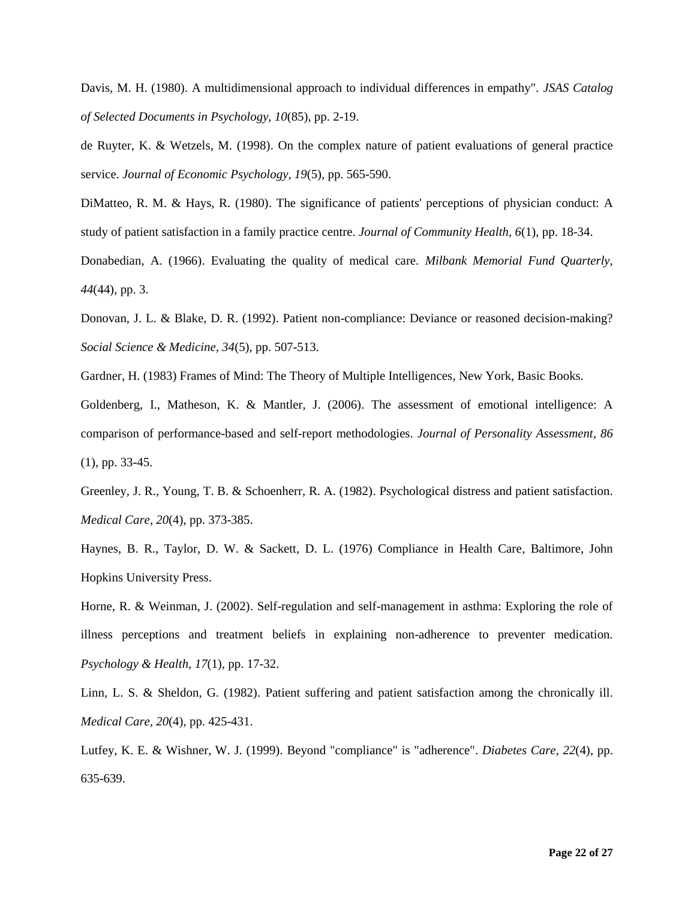Davis, M. H. (1980). A multidimensional approach to individual differences in empathy". *JSAS Catalog of Selected Documents in Psychology, 10*(85), pp. 2-19.

de Ruyter, K. & Wetzels, M. (1998). On the complex nature of patient evaluations of general practice service. *Journal of Economic Psychology, 19*(5), pp. 565-590.

DiMatteo, R. M. & Hays, R. (1980). The significance of patients' perceptions of physician conduct: A study of patient satisfaction in a family practice centre. *Journal of Community Health*, *6*(1), pp. 18-34.

Donabedian, A. (1966). Evaluating the quality of medical care. *Milbank Memorial Fund Quarterly, 44*(44), pp. 3.

Donovan, J. L. & Blake, D. R. (1992). Patient non-compliance: Deviance or reasoned decision-making? *Social Science & Medicine, 34*(5), pp. 507-513.

Gardner, H. (1983) Frames of Mind: The Theory of Multiple Intelligences, New York, Basic Books.

Goldenberg, I., Matheson, K. & Mantler, J. (2006). The assessment of emotional intelligence: A comparison of performance-based and self-report methodologies. *Journal of Personality Assessment, 86* (1), pp. 33-45.

Greenley, J. R., Young, T. B. & Schoenherr, R. A. (1982). Psychological distress and patient satisfaction. *Medical Care, 20*(4), pp. 373-385.

Haynes, B. R., Taylor, D. W. & Sackett, D. L. (1976) Compliance in Health Care, Baltimore, John Hopkins University Press.

Horne, R. & Weinman, J. (2002). Self-regulation and self-management in asthma: Exploring the role of illness perceptions and treatment beliefs in explaining non-adherence to preventer medication. *Psychology & Health, 17*(1), pp. 17-32.

Linn, L. S. & Sheldon, G. (1982). Patient suffering and patient satisfaction among the chronically ill. *Medical Care, 20*(4), pp. 425-431.

Lutfey, K. E. & Wishner, W. J. (1999). Beyond "compliance" is "adherence". *Diabetes Care*, *22*(4), pp. 635-639.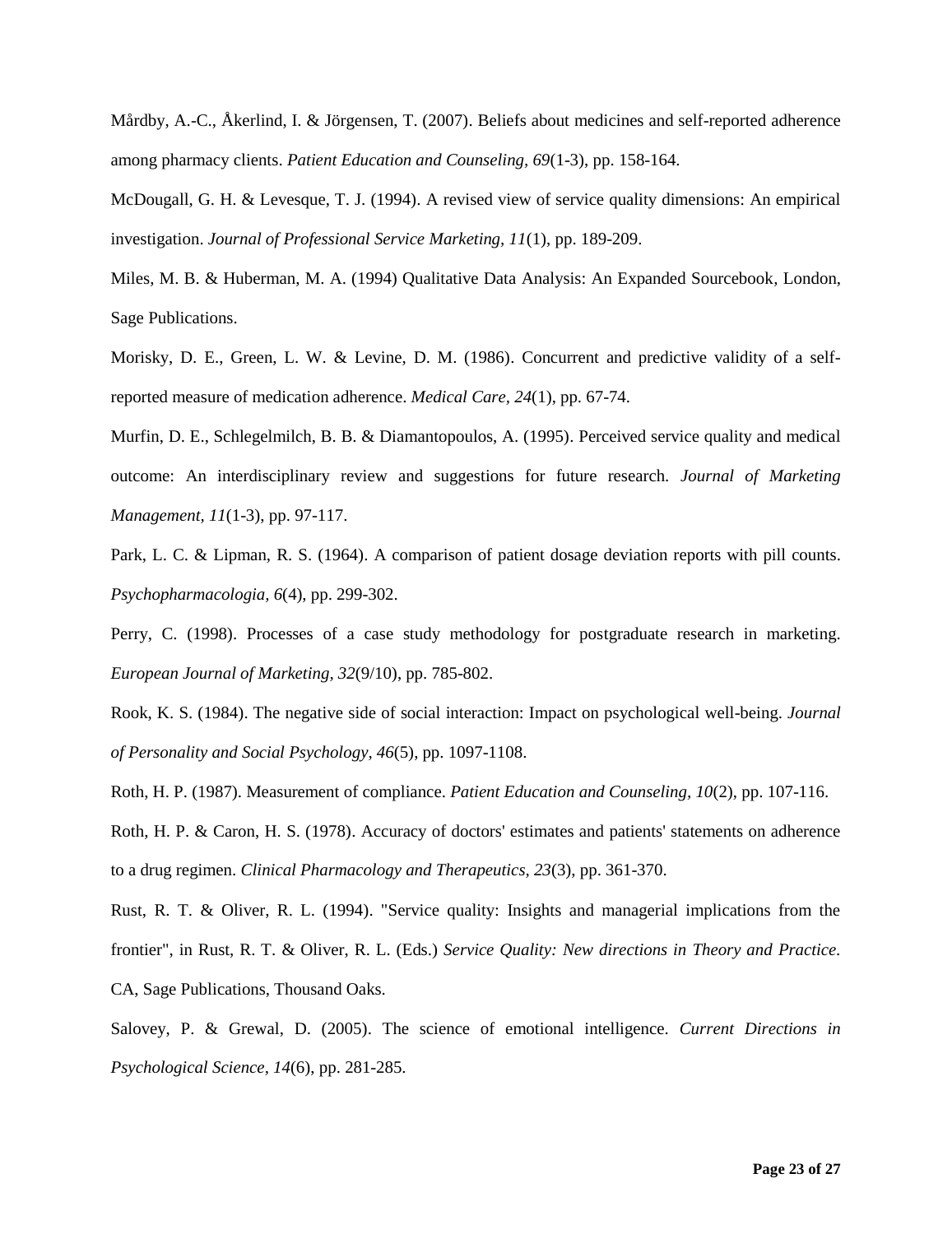Mårdby, A.-C., Åkerlind, I. & Jörgensen, T. (2007). Beliefs about medicines and self-reported adherence among pharmacy clients. *Patient Education and Counseling, 69*(1-3), pp. 158-164.

McDougall, G. H. & Levesque, T. J. (1994). A revised view of service quality dimensions: An empirical investigation. *Journal of Professional Service Marketing, 11*(1), pp. 189-209.

Miles, M. B. & Huberman, M. A. (1994) Qualitative Data Analysis: An Expanded Sourcebook, London, Sage Publications.

Morisky, D. E., Green, L. W. & Levine, D. M. (1986). Concurrent and predictive validity of a self-reported measure of medication adherence. *Medical Care, 24*(1), pp. 67-74.

Murfin, D. E., Schlegelmilch, B. B. & Diamantopoulos, A. (1995). Perceived service quality and medical outcome: An interdisciplinary review and suggestions for future research. *Journal of Marketing Management, 11*(1-3), pp. 97-117.

Park, L. C. & Lipman, R. S. (1964). A comparison of patient dosage deviation reports with pill counts. *Psychopharmacologia, 6*(4), pp. 299-302.

Perry, C. (1998). Processes of a case study methodology for postgraduate research in marketing. *European Journal of Marketing, 32*(9/10), pp. 785-802.

Rook, K. S. (1984). The negative side of social interaction: Impact on psychological well-being. *Journal of Personality and Social Psychology, 46*(5), pp. 1097-1108.

Roth, H. P. (1987). Measurement of compliance. *Patient Education and Counseling, 10*(2), pp. 107-116.

Roth, H. P. & Caron, H. S. (1978). Accuracy of doctors' estimates and patients' statements on adherence to a drug regimen. *Clinical Pharmacology and Therapeutics, 23*(3), pp. 361-370.

Rust, R. T. & Oliver, R. L. (1994). "Service quality: Insights and managerial implications from the frontier", in Rust, R. T. & Oliver, R. L. (Eds.) *Service Quality: New directions in Theory and Practice*. CA, Sage Publications, Thousand Oaks.

Salovey, P. & Grewal, D. (2005). The science of emotional intelligence. *Current Directions in Psychological Science, 14*(6), pp. 281-285.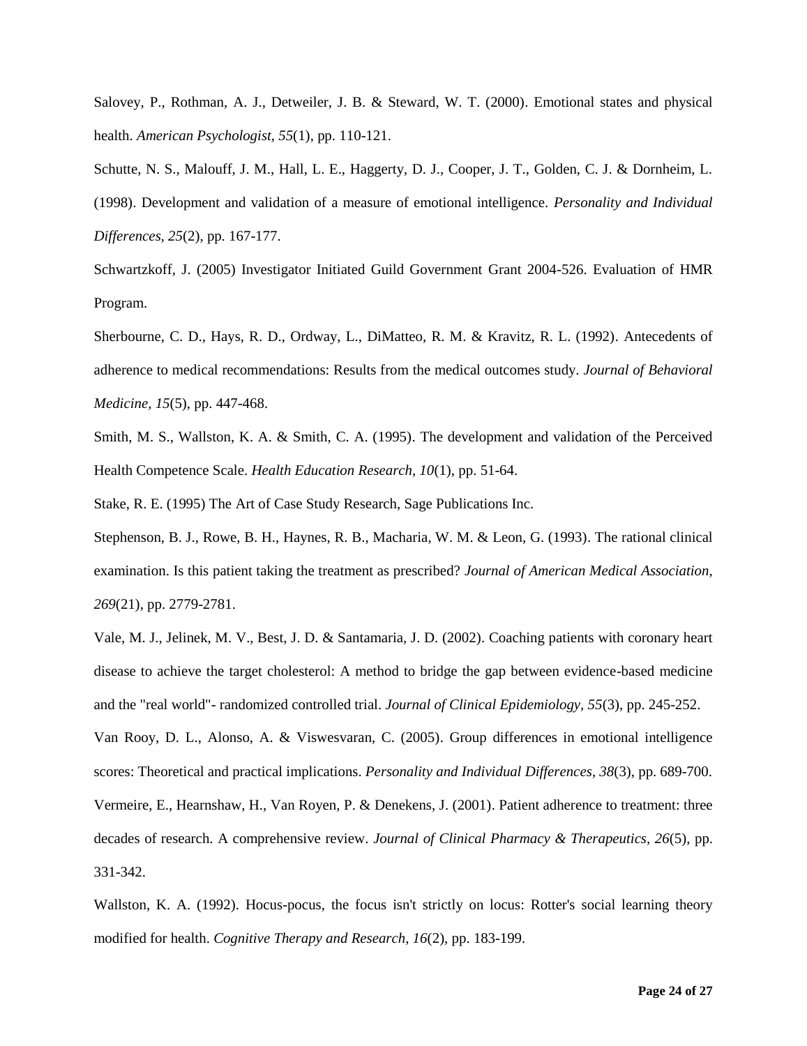Salovey, P., Rothman, A. J., Detweiler, J. B. & Steward, W. T. (2000). Emotional states and physical health. *American Psychologist, 55*(1), pp. 110-121.

Schutte, N. S., Malouff, J. M., Hall, L. E., Haggerty, D. J., Cooper, J. T., Golden, C. J. & Dornheim, L. (1998). Development and validation of a measure of emotional intelligence. *Personality and Individual Differences, 25*(2), pp. 167-177.

Schwartzkoff, J. (2005) Investigator Initiated Guild Government Grant 2004-526. Evaluation of HMR Program.

Sherbourne, C. D., Hays, R. D., Ordway, L., DiMatteo, R. M. & Kravitz, R. L. (1992). Antecedents of adherence to medical recommendations: Results from the medical outcomes study. *Journal of Behavioral Medicine, 15*(5), pp. 447-468.

Smith, M. S., Wallston, K. A. & Smith, C. A. (1995). The development and validation of the Perceived Health Competence Scale. *Health Education Research, 10*(1), pp. 51-64.

Stake, R. E. (1995) The Art of Case Study Research, Sage Publications Inc.

Stephenson, B. J., Rowe, B. H., Haynes, R. B., Macharia, W. M. & Leon, G. (1993). The rational clinical examination. Is this patient taking the treatment as prescribed? *Journal of American Medical Association, 269*(21), pp. 2779-2781.

Vale, M. J., Jelinek, M. V., Best, J. D. & Santamaria, J. D. (2002). Coaching patients with coronary heart disease to achieve the target cholesterol: A method to bridge the gap between evidence-based medicine and the "real world"- randomized controlled trial. *Journal of Clinical Epidemiology, 55*(3), pp. 245-252.

Van Rooy, D. L., Alonso, A. & Viswesvaran, C. (2005). Group differences in emotional intelligence scores: Theoretical and practical implications. *Personality and Individual Differences, 38*(3), pp. 689-700.

Vermeire, E., Hearnshaw, H., Van Royen, P. & Denekens, J. (2001). Patient adherence to treatment: three decades of research. A comprehensive review. *Journal of Clinical Pharmacy & Therapeutics, 26*(5), pp. 331-342.

Wallston, K. A. (1992). Hocus-pocus, the focus isn't strictly on locus: Rotter's social learning theory modified for health. *Cognitive Therapy and Research, 16*(2), pp. 183-199.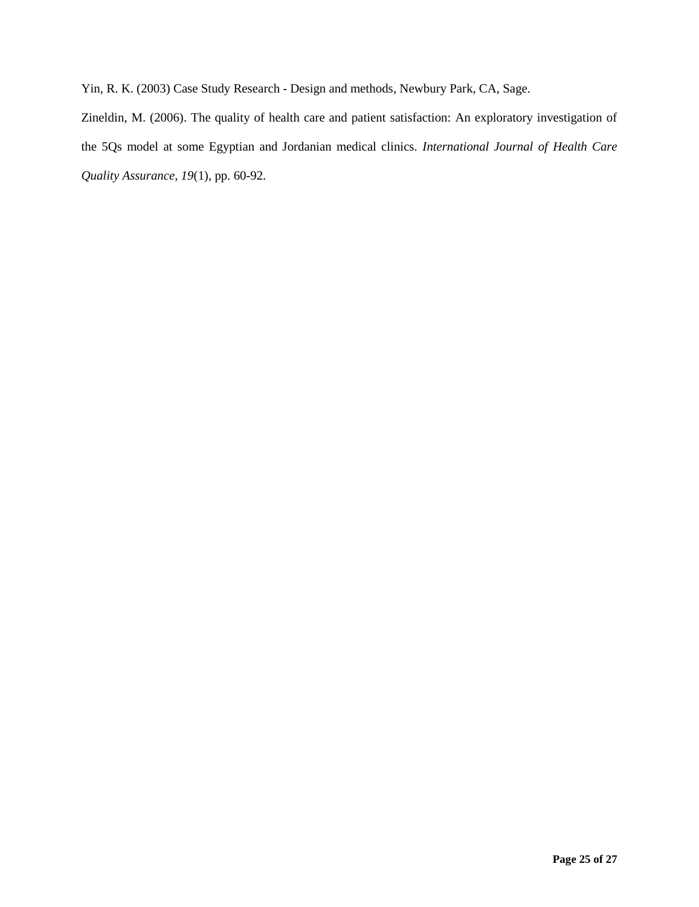Yin, R. K. (2003) Case Study Research - Design and methods, Newbury Park, CA, Sage.

Zineldin, M. (2006). The quality of health care and patient satisfaction: An exploratory investigation of the 5Qs model at some Egyptian and Jordanian medical clinics. *International Journal of Health Care Quality Assurance, 19*(1), pp. 60-92.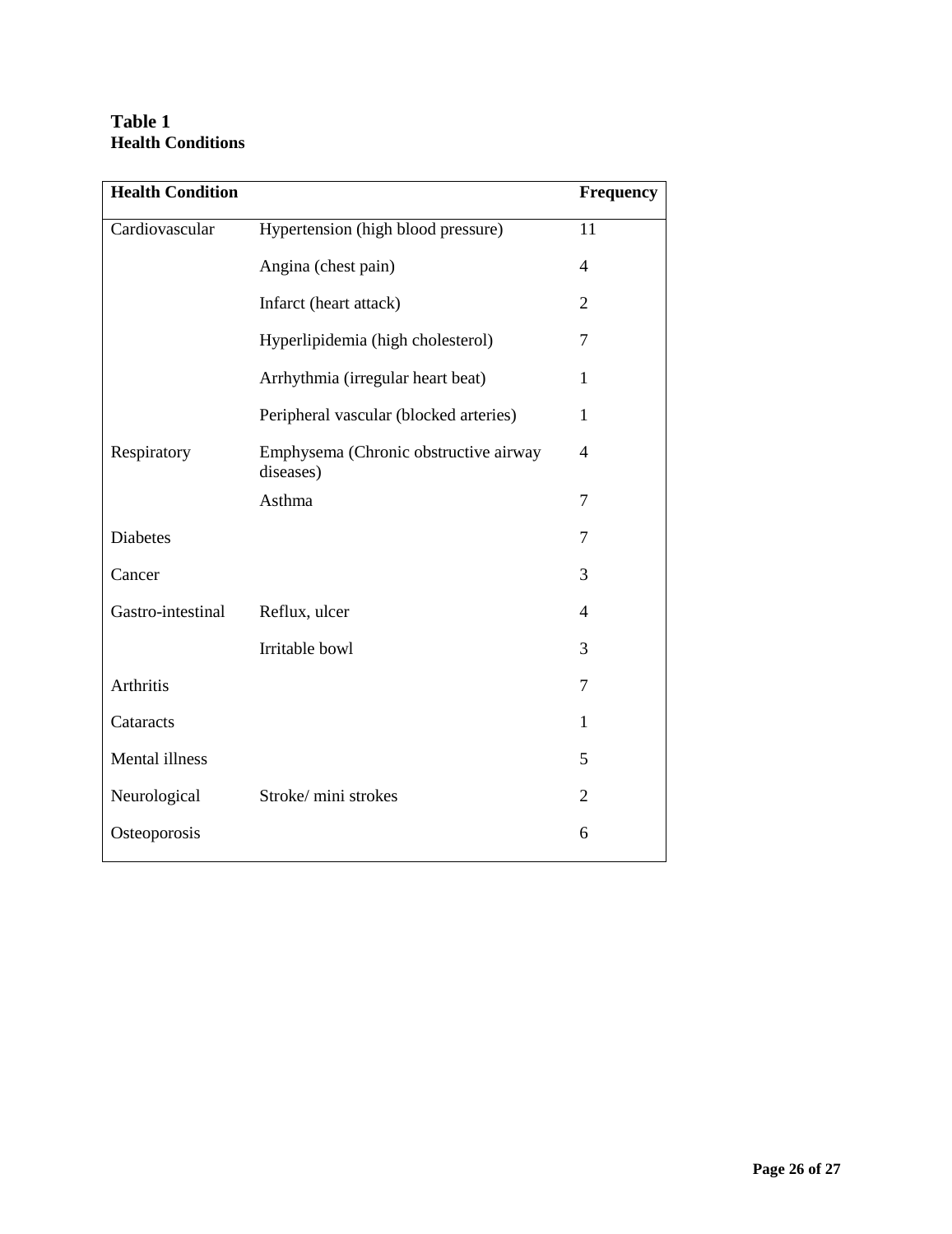**Table 1**
**Health Conditions**

| Health Condition | | Frequency |
|---|---|---|
| Cardiovascular | Hypertension (high blood pressure) | 11 |
| | Angina (chest pain) | 4 |
| | Infarct (heart attack) | 2 |
| | Hyperlipidemia (high cholesterol) | 7 |
| | Arrhythmia (irregular heart beat) | 1 |
| | Peripheral vascular (blocked arteries) | 1 |
| Respiratory | Emphysema (Chronic obstructive airway diseases) | 4 |
| | Asthma | 7 |
| Diabetes | | 7 |
| Cancer | | 3 |
| Gastro-intestinal | Reflux, ulcer | 4 |
| | Irritable bowl | 3 |
| Arthritis | | 7 |
| Cataracts | | 1 |
| Mental illness | | 5 |
| Neurological | Stroke/ mini strokes | 2 |
| Osteoporosis | | 6 |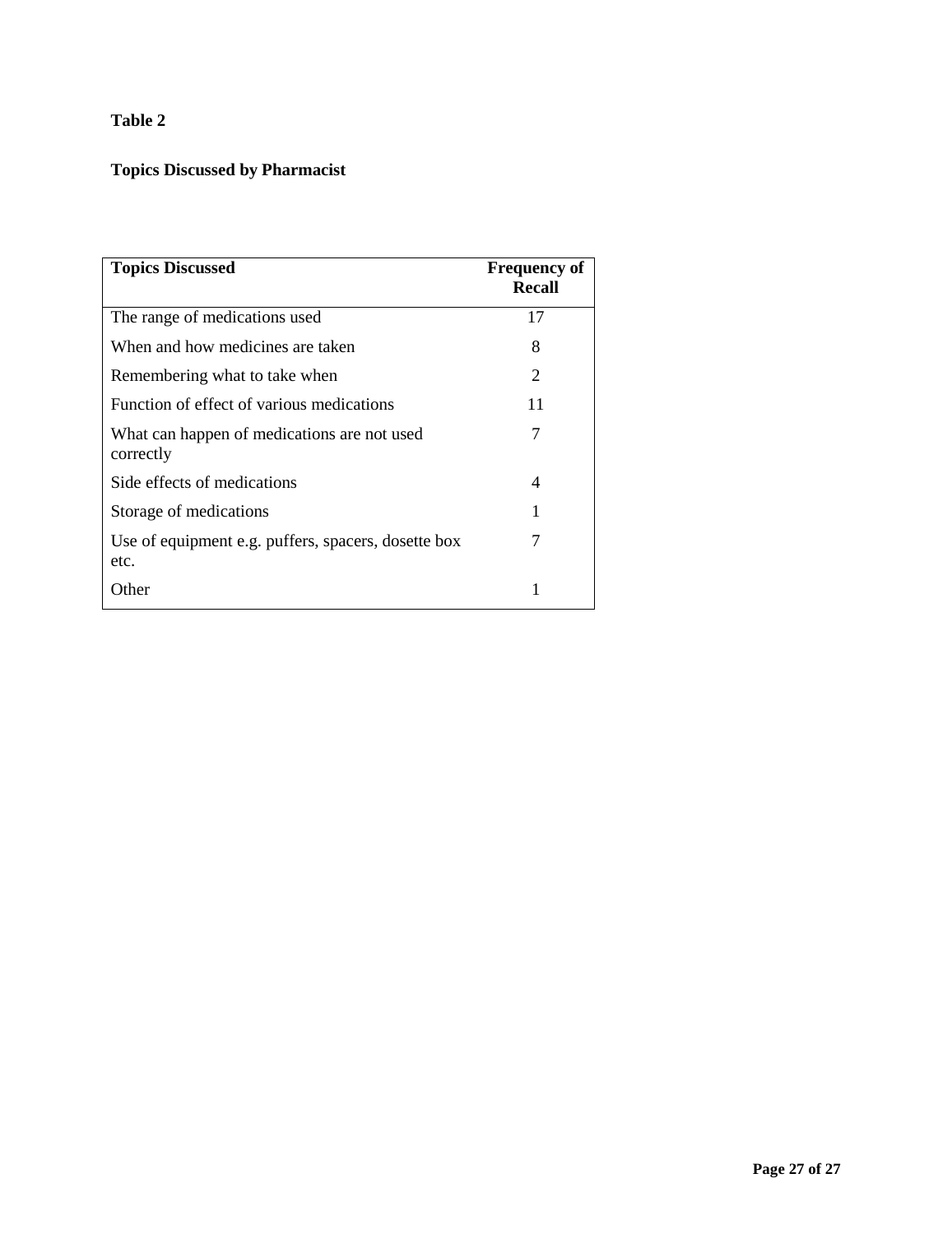**Table 2**

**Topics Discussed by Pharmacist**

| Topics Discussed | Frequency of Recall |
|---|---|
| The range of medications used | 17 |
| When and how medicines are taken | 8 |
| Remembering what to take when | 2 |
| Function of effect of various medications | 11 |
| What can happen of medications are not used correctly | 7 |
| Side effects of medications | 4 |
| Storage of medications | 1 |
| Use of equipment e.g. puffers, spacers, dosette box etc. | 7 |
| Other | 1 |